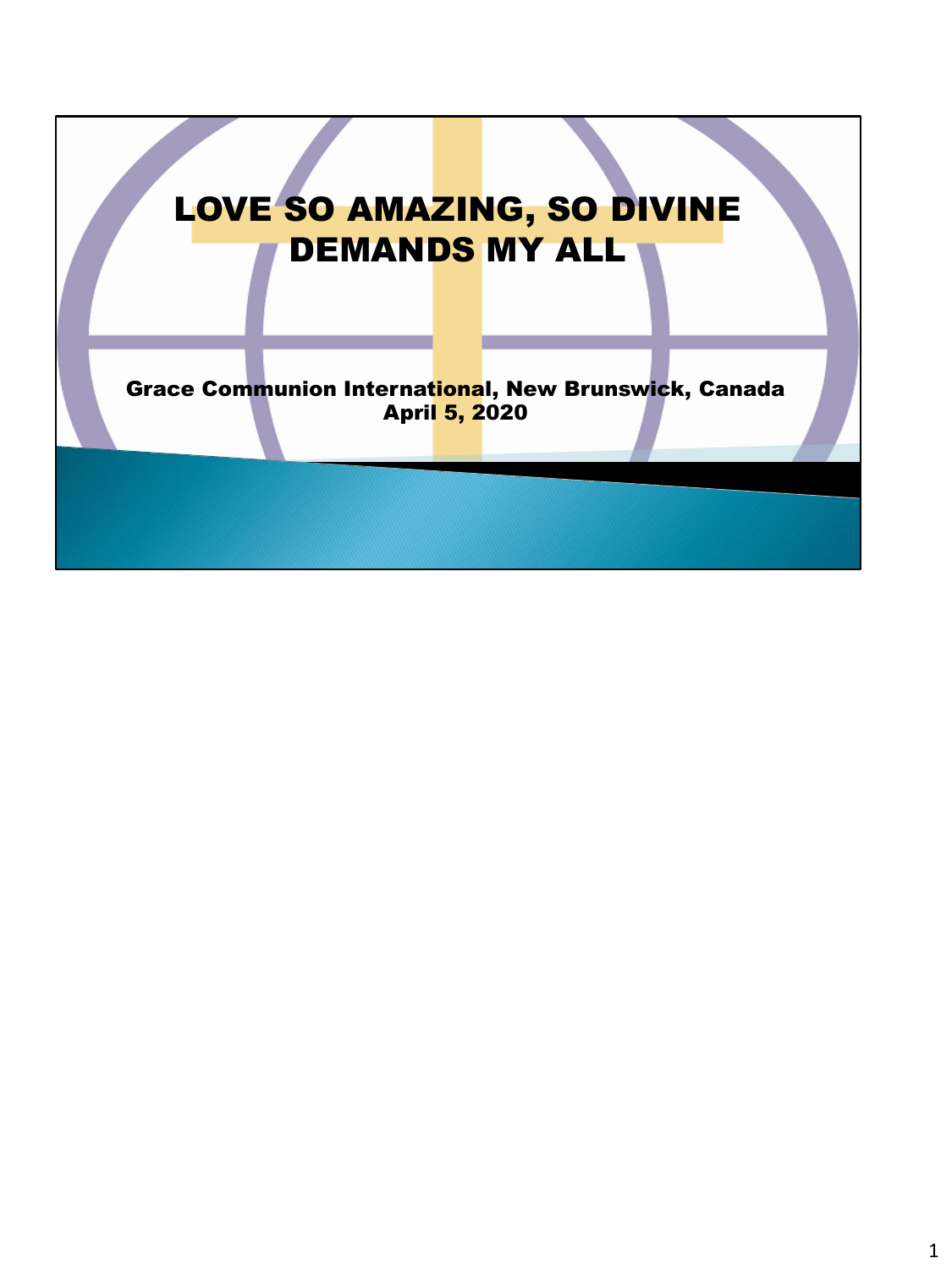# LOVE SO AMAZING, SO DIVINE DEMANDS MY ALL

**Grace Communion International, New Brunswick, Canada**
**April 5, 2020**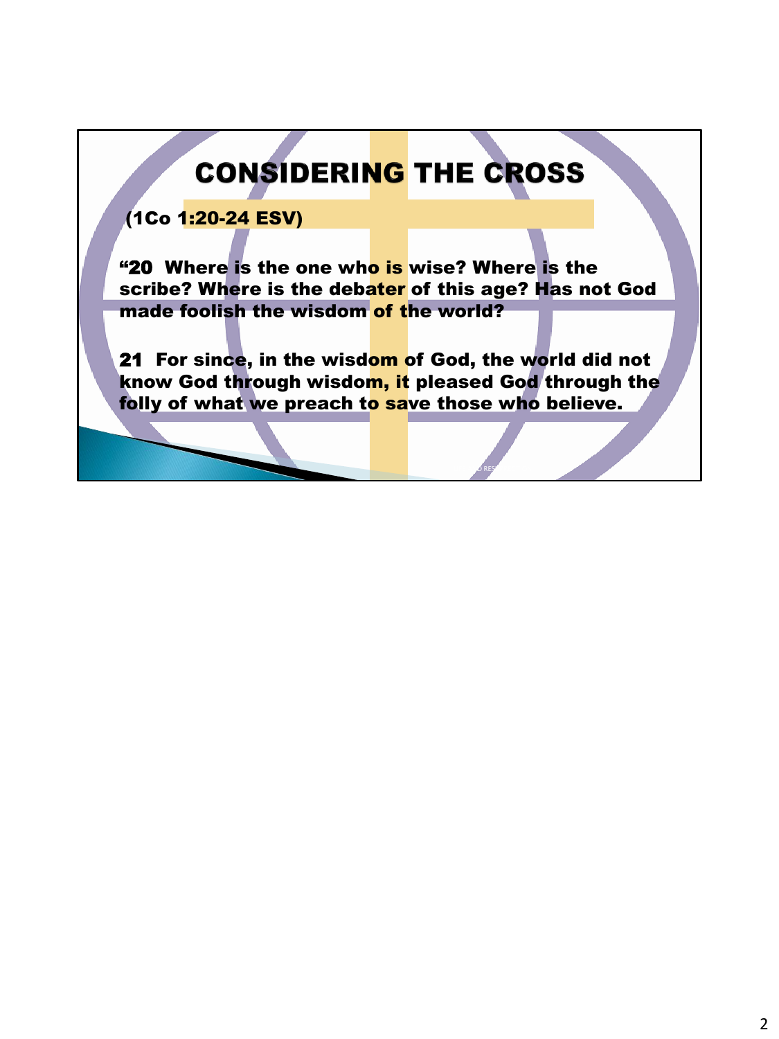# CONSIDERING THE CROSS

(1Co 1:20-24 ESV)

"20 Where is the one who is wise? Where is the scribe? Where is the debater of this age? Has not God made foolish the wisdom of the world?

21 For since, in the wisdom of God, the world did not know God through wisdom, it pleased God through the folly of what we preach to save those who believe.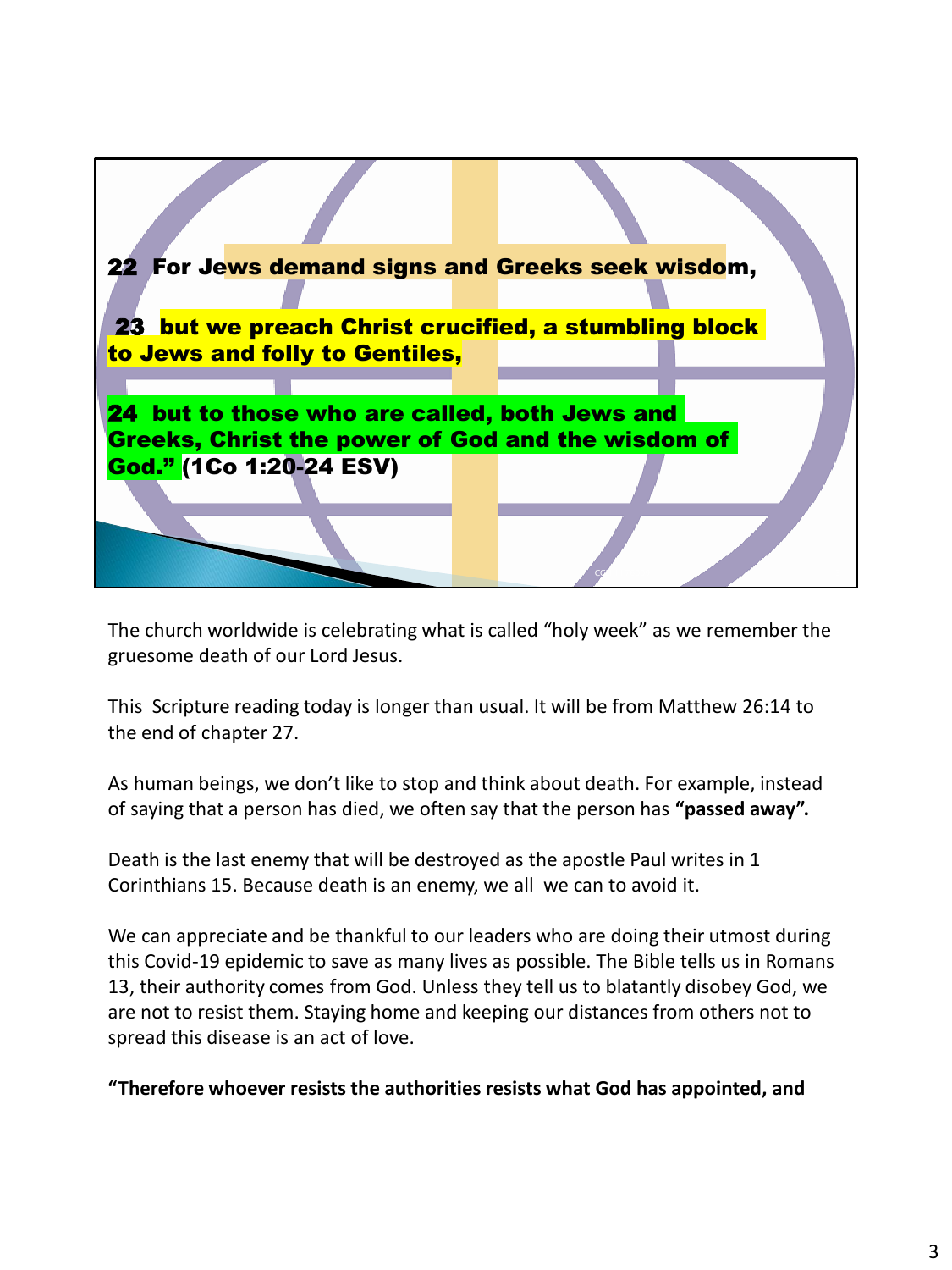22 For Jews demand signs and Greeks seek wisdom,

23 but we preach Christ crucified, a stumbling block to Jews and folly to Gentiles,

24 but to those who are called, both Jews and Greeks, Christ the power of God and the wisdom of God." (1Co 1:20-24 ESV)

The church worldwide is celebrating what is called "holy week" as we remember the gruesome death of our Lord Jesus.

This Scripture reading today is longer than usual. It will be from Matthew 26:14 to the end of chapter 27.

As human beings, we don't like to stop and think about death. For example, instead of saying that a person has died, we often say that the person has **"passed away".**

Death is the last enemy that will be destroyed as the apostle Paul writes in 1 Corinthians 15. Because death is an enemy, we all we can to avoid it.

We can appreciate and be thankful to our leaders who are doing their utmost during this Covid-19 epidemic to save as many lives as possible. The Bible tells us in Romans 13, their authority comes from God. Unless they tell us to blatantly disobey God, we are not to resist them. Staying home and keeping our distances from others not to spread this disease is an act of love.

**"Therefore whoever resists the authorities resists what God has appointed, and**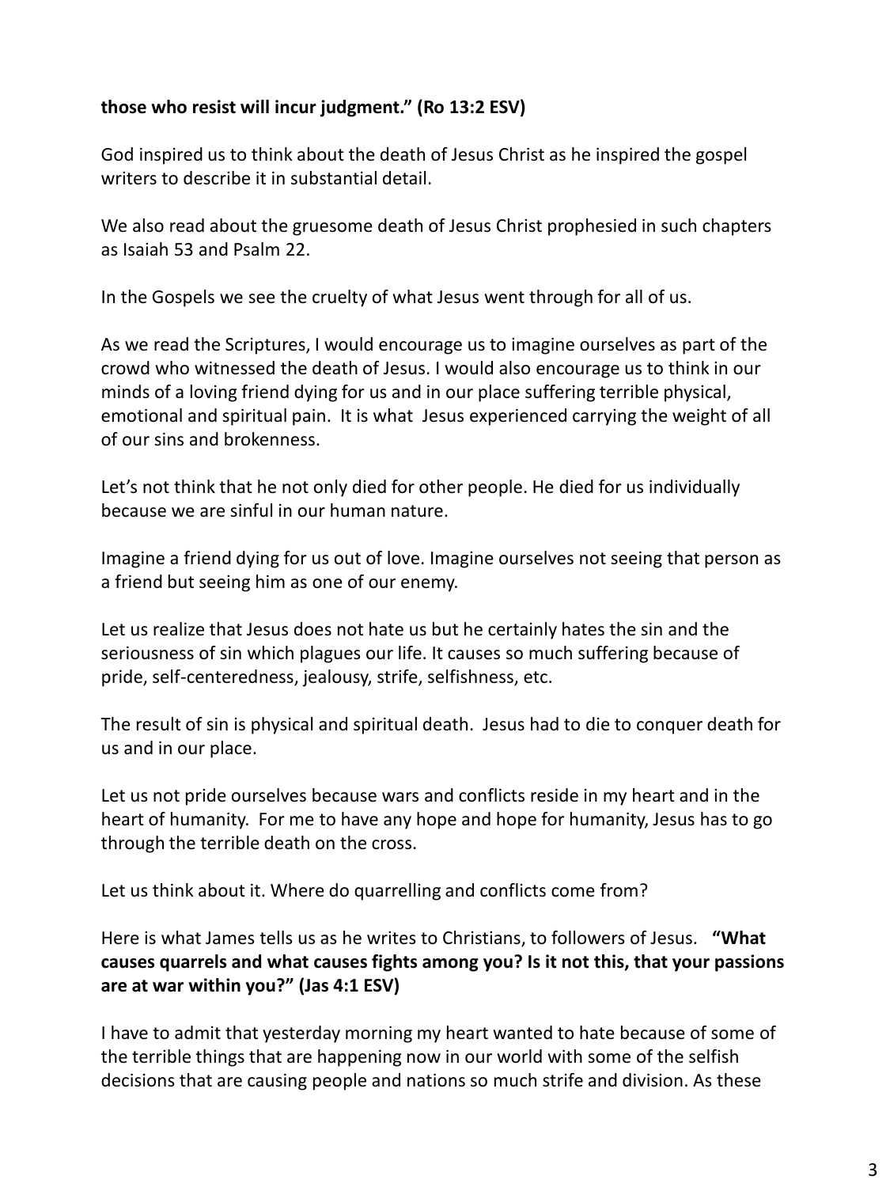**those who resist will incur judgment." (Ro 13:2 ESV)**

God inspired us to think about the death of Jesus Christ as he inspired the gospel writers to describe it in substantial detail.

We also read about the gruesome death of Jesus Christ prophesied in such chapters as Isaiah 53 and Psalm 22.

In the Gospels we see the cruelty of what Jesus went through for all of us.

As we read the Scriptures, I would encourage us to imagine ourselves as part of the crowd who witnessed the death of Jesus. I would also encourage us to think in our minds of a loving friend dying for us and in our place suffering terrible physical, emotional and spiritual pain. It is what Jesus experienced carrying the weight of all of our sins and brokenness.

Let's not think that he not only died for other people. He died for us individually because we are sinful in our human nature.

Imagine a friend dying for us out of love. Imagine ourselves not seeing that person as a friend but seeing him as one of our enemy.

Let us realize that Jesus does not hate us but he certainly hates the sin and the seriousness of sin which plagues our life. It causes so much suffering because of pride, self-centeredness, jealousy, strife, selfishness, etc.

The result of sin is physical and spiritual death. Jesus had to die to conquer death for us and in our place.

Let us not pride ourselves because wars and conflicts reside in my heart and in the heart of humanity. For me to have any hope and hope for humanity, Jesus has to go through the terrible death on the cross.

Let us think about it. Where do quarrelling and conflicts come from?

Here is what James tells us as he writes to Christians, to followers of Jesus. **"What causes quarrels and what causes fights among you? Is it not this, that your passions are at war within you?" (Jas 4:1 ESV)**

I have to admit that yesterday morning my heart wanted to hate because of some of the terrible things that are happening now in our world with some of the selfish decisions that are causing people and nations so much strife and division. As these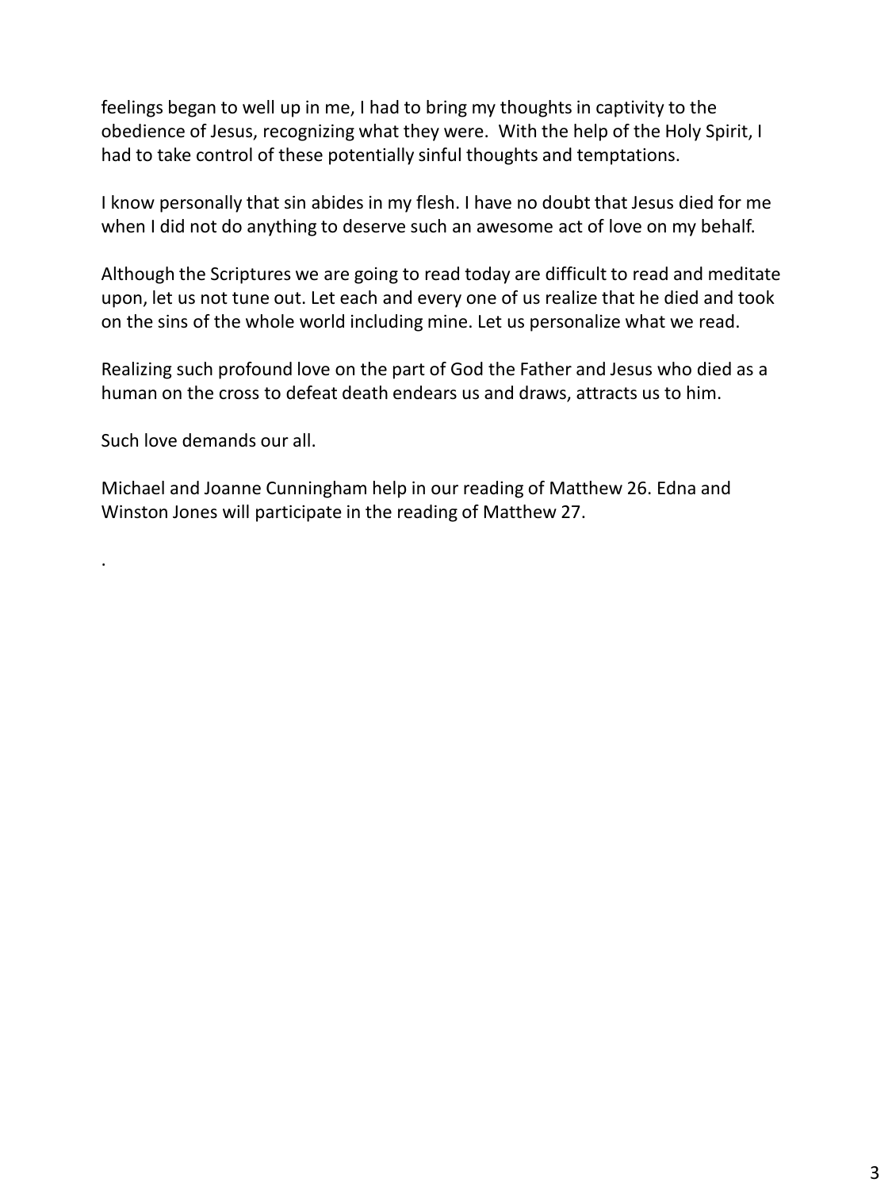feelings began to well up in me, I had to bring my thoughts in captivity to the obedience of Jesus, recognizing what they were.  With the help of the Holy Spirit, I had to take control of these potentially sinful thoughts and temptations.

I know personally that sin abides in my flesh. I have no doubt that Jesus died for me when I did not do anything to deserve such an awesome act of love on my behalf.

Although the Scriptures we are going to read today are difficult to read and meditate upon, let us not tune out. Let each and every one of us realize that he died and took on the sins of the whole world including mine. Let us personalize what we read.

Realizing such profound love on the part of God the Father and Jesus who died as a human on the cross to defeat death endears us and draws, attracts us to him.

Such love demands our all.

Michael and Joanne Cunningham help in our reading of Matthew 26. Edna and Winston Jones will participate in the reading of Matthew 27.

.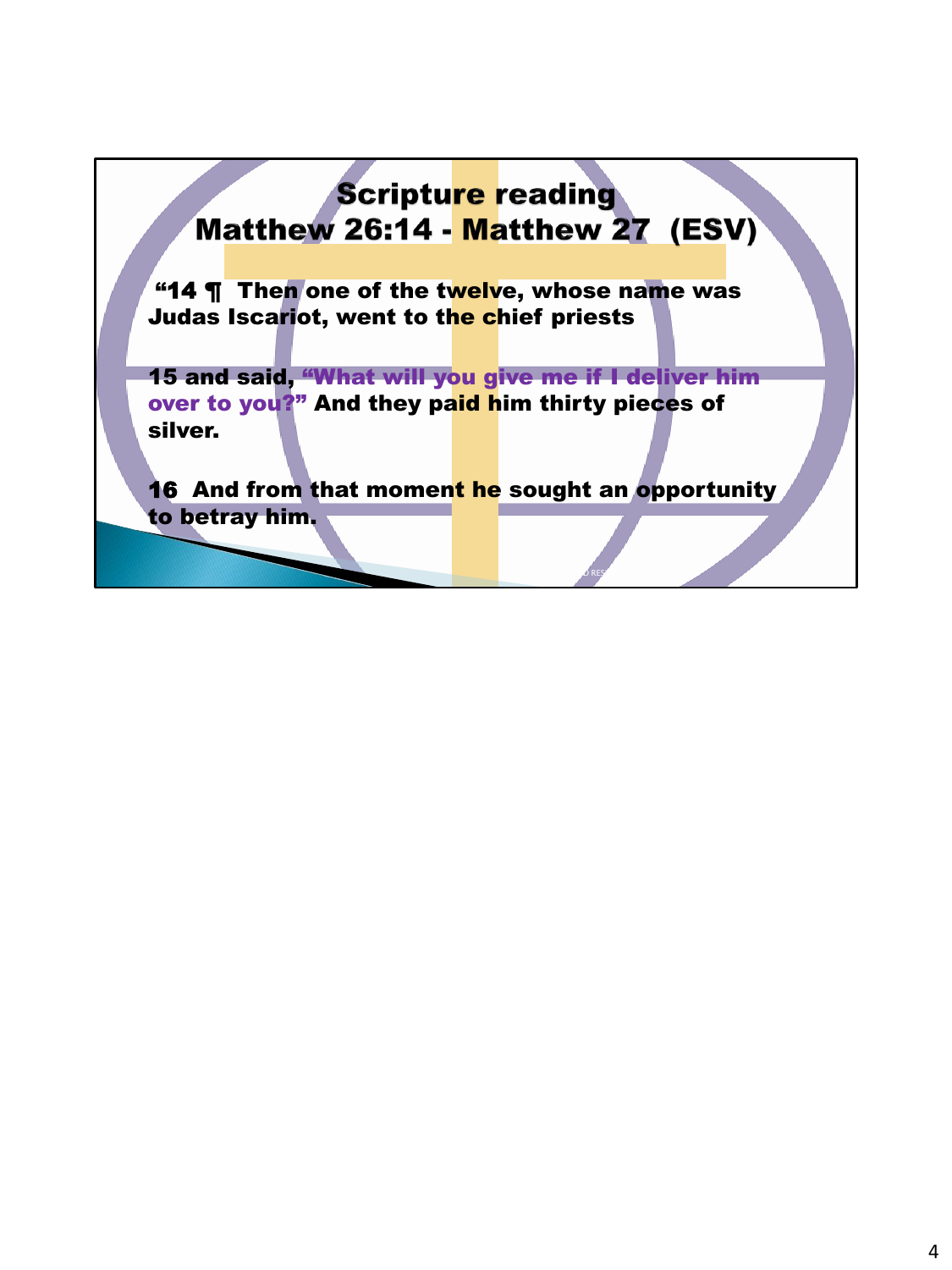# Scripture reading
## Matthew 26:14 - Matthew 27 (ESV)

**“14 ¶ Then one of the twelve, whose name was Judas Iscariot, went to the chief priests**

**15 and said, “What will you give me if I deliver him over to you?” And they paid him thirty pieces of silver.**

**16 And from that moment he sought an opportunity to betray him.**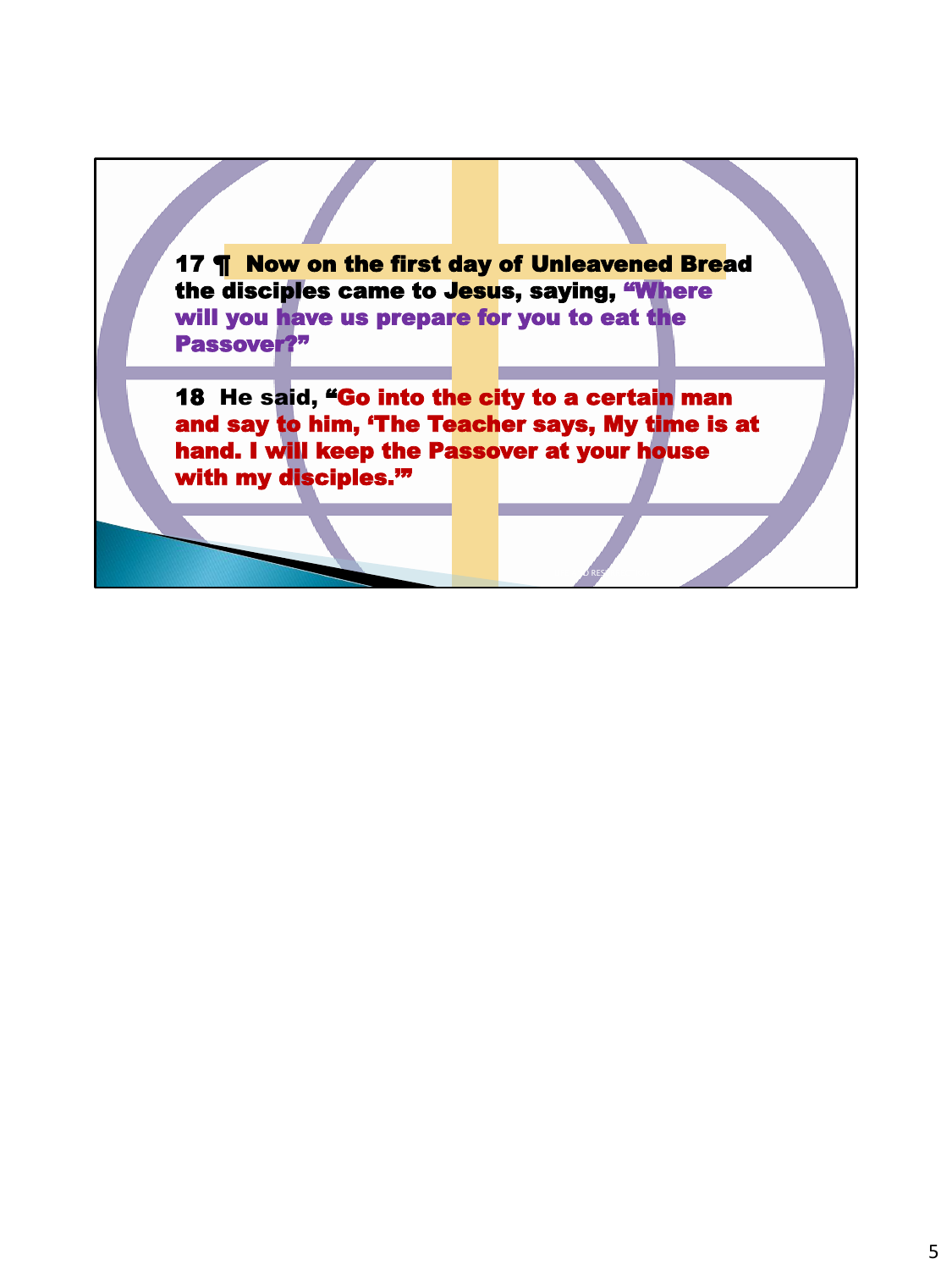17 ¶ Now on the first day of Unleavened Bread the disciples came to Jesus, saying, “Where will you have us prepare for you to eat the Passover?”

18 He said, “Go into the city to a certain man and say to him, ‘The Teacher says, My time is at hand. I will keep the Passover at your house with my disciples.’”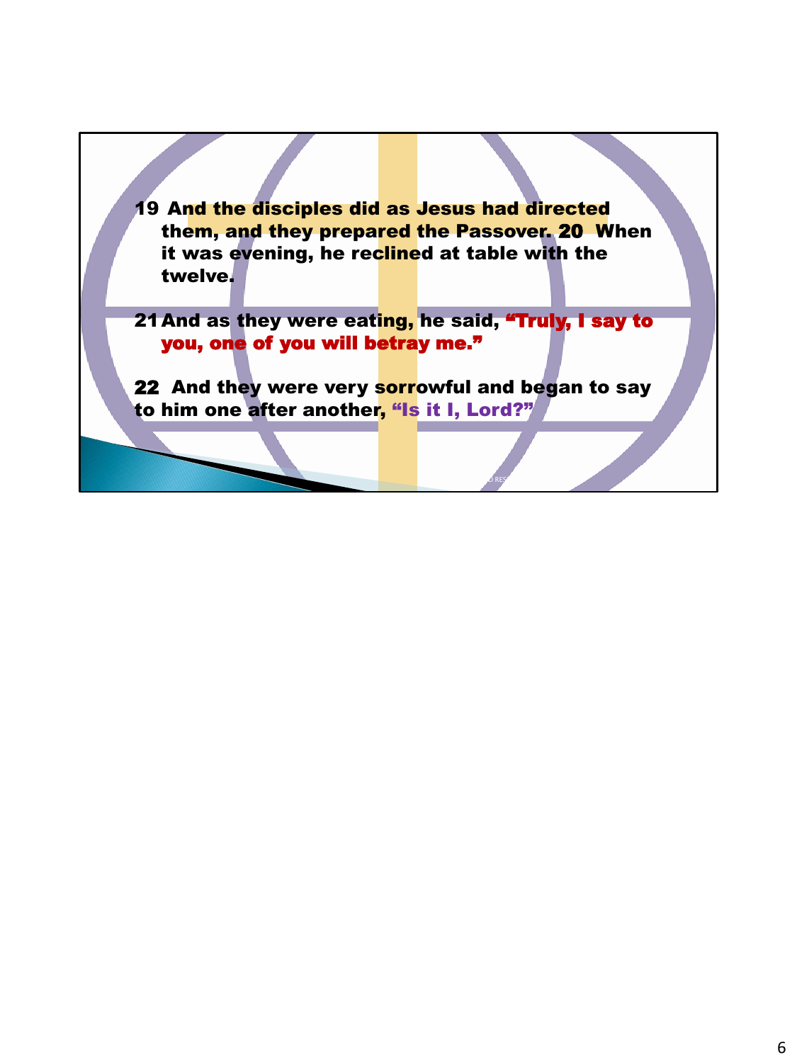19 And the disciples did as Jesus had directed them, and they prepared the Passover. 20 When it was evening, he reclined at table with the twelve.

21 And as they were eating, he said, "Truly, I say to you, one of you will betray me."

22 And they were very sorrowful and began to say to him one after another, "Is it I, Lord?"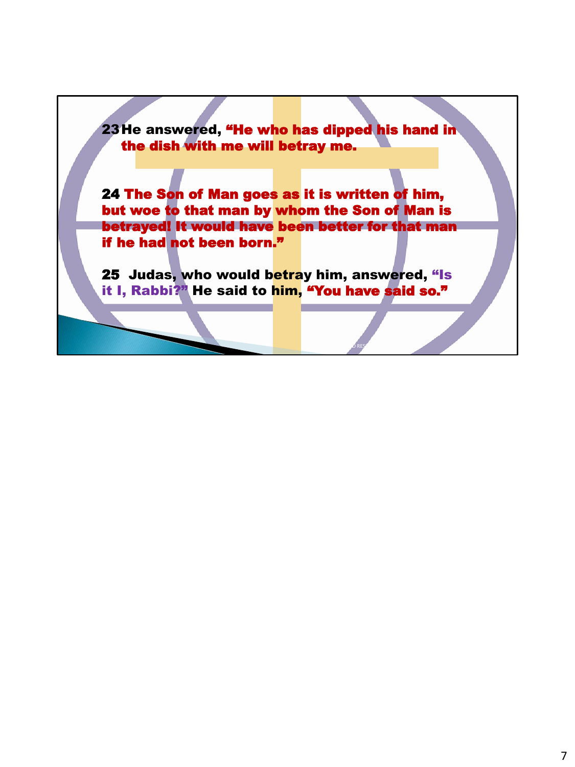23 He answered, "He who has dipped his hand in the dish with me will betray me.

24 The Son of Man goes as it is written of him, but woe to that man by whom the Son of Man is betrayed! It would have been better for that man if he had not been born."

25 Judas, who would betray him, answered, "Is it I, Rabbi?" He said to him, "You have said so."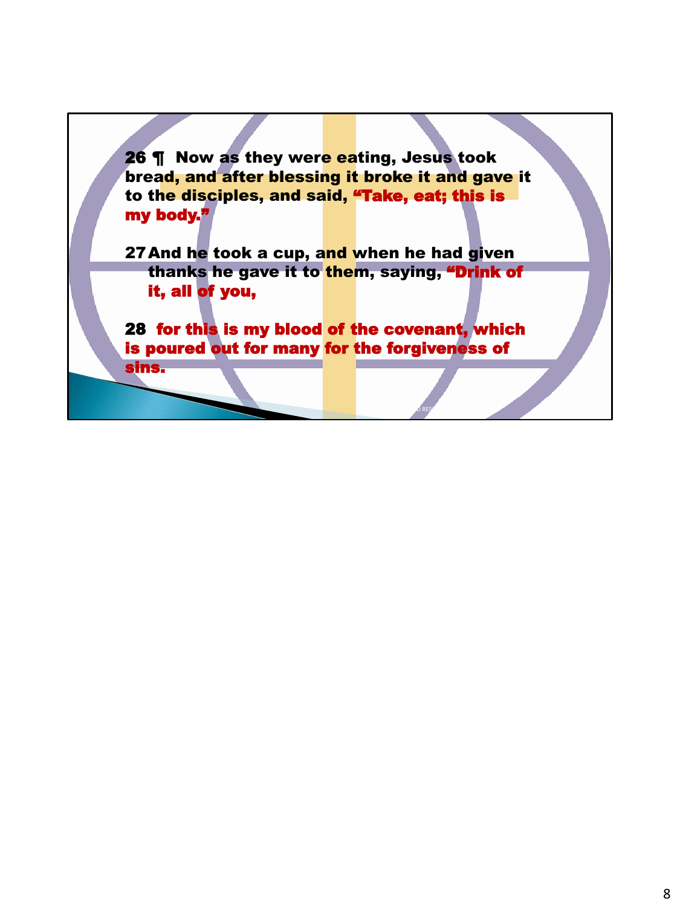26 ¶ Now as they were eating, Jesus took bread, and after blessing it broke it and gave it to the disciples, and said, **"Take, eat; this is my body."**

27 And he took a cup, and when he had given thanks he gave it to them, saying, **"Drink of it, all of you,**

28 **for this is my blood of the covenant, which is poured out for many for the forgiveness of sins.**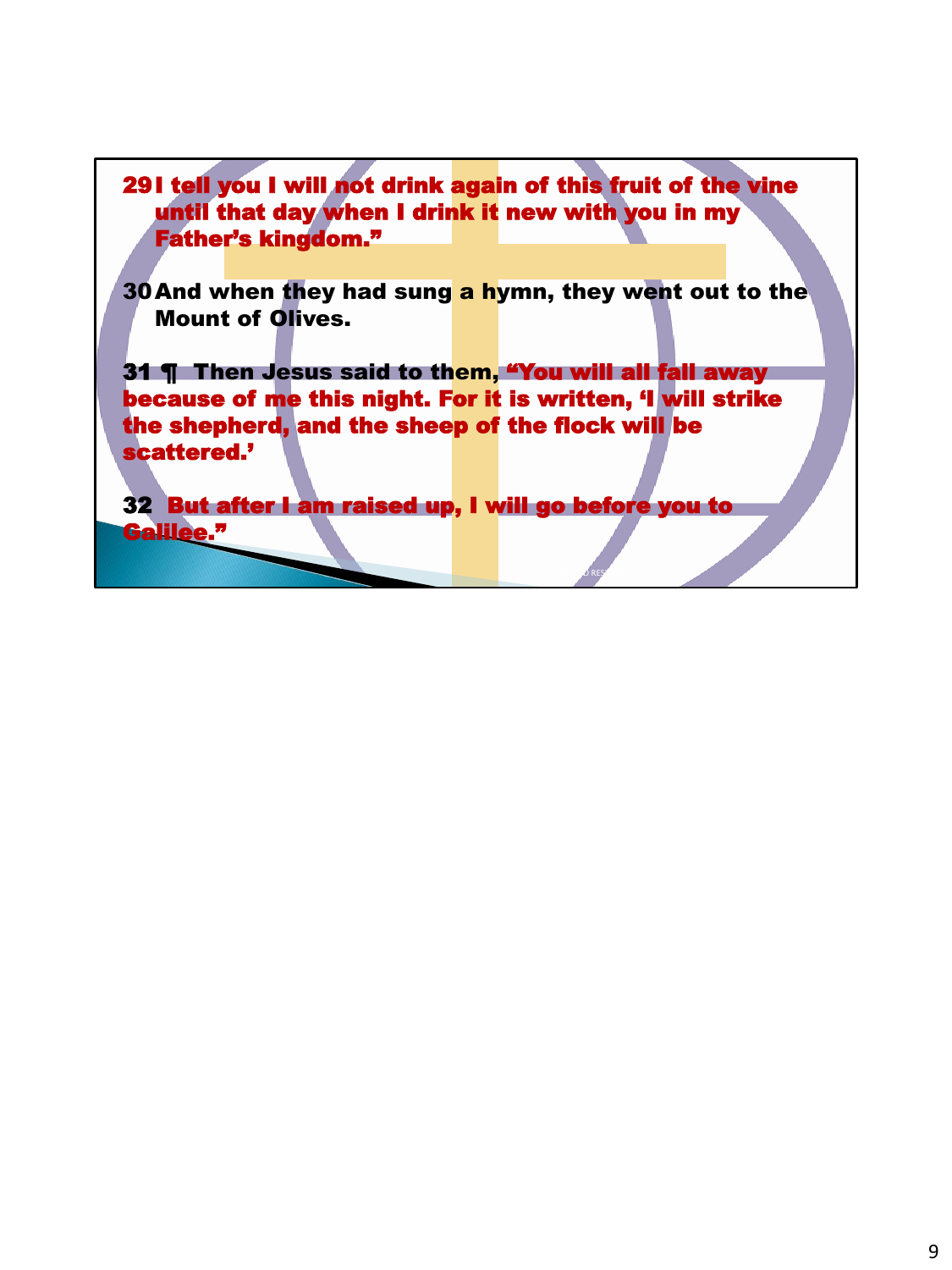29 I tell you I will not drink again of this fruit of the vine until that day when I drink it new with you in my Father's kingdom."

30 And when they had sung a hymn, they went out to the Mount of Olives.

31 ¶ Then Jesus said to them, "You will all fall away because of me this night. For it is written, 'I will strike the shepherd, and the sheep of the flock will be scattered.'

32 But after I am raised up, I will go before you to Galilee."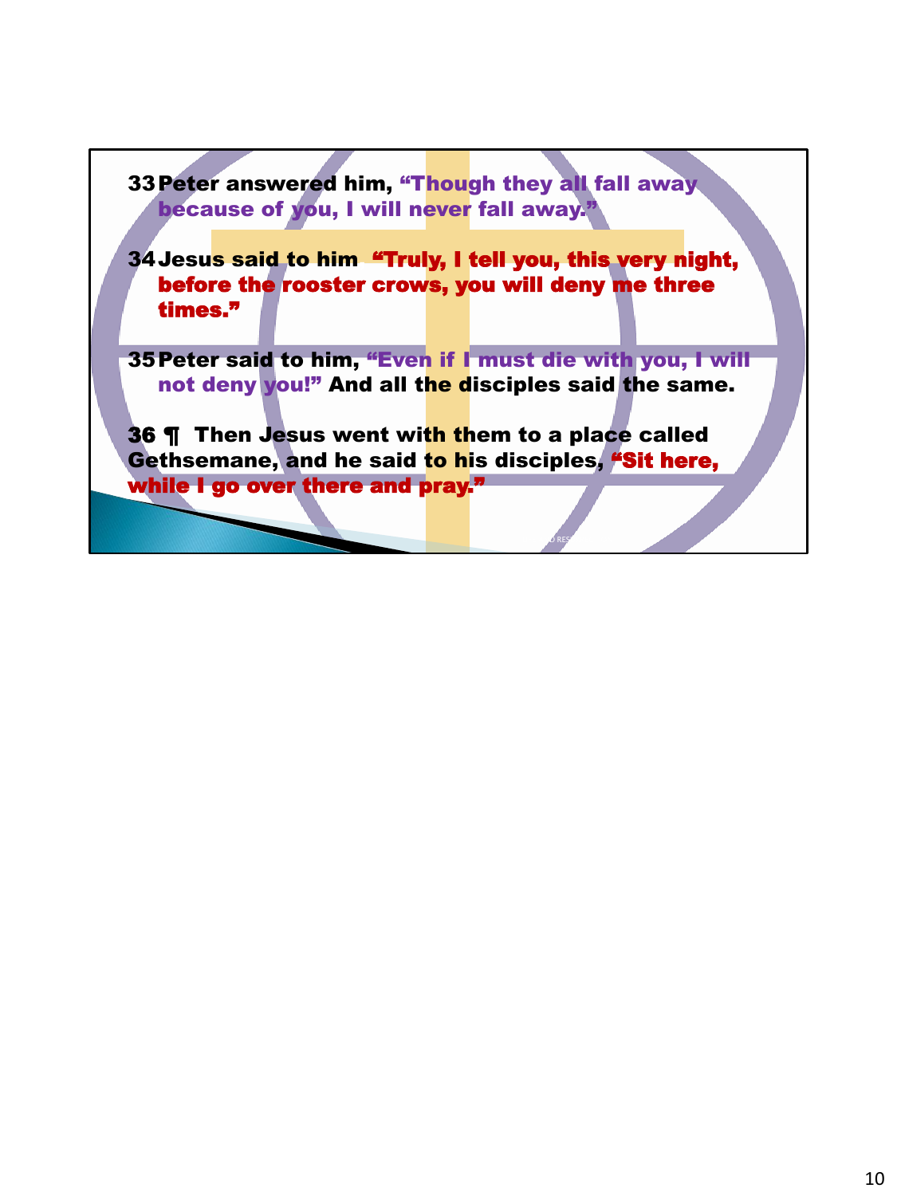**33 Peter answered him, "Though they all fall away because of you, I will never fall away."**

**34 Jesus said to him "Truly, I tell you, this very night, before the rooster crows, you will deny me three times."**

**35 Peter said to him, "Even if I must die with you, I will not deny you!" And all the disciples said the same.**

**36 ¶ Then Jesus went with them to a place called Gethsemane, and he said to his disciples, "Sit here, while I go over there and pray."**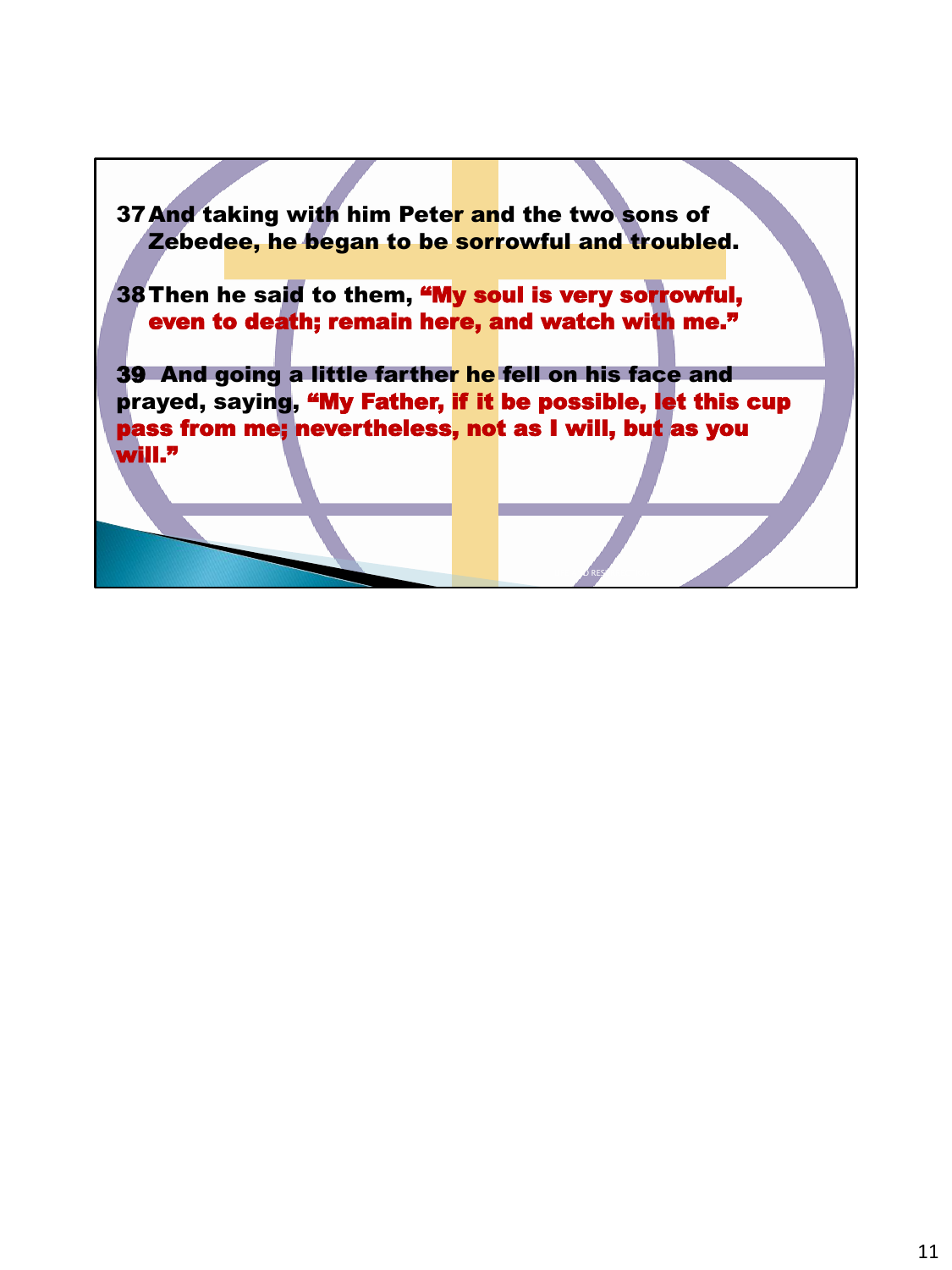37 And taking with him Peter and the two sons of Zebedee, he began to be sorrowful and troubled.

38 Then he said to them, "My soul is very sorrowful, even to death; remain here, and watch with me."

39 And going a little farther he fell on his face and prayed, saying, "My Father, if it be possible, let this cup pass from me; nevertheless, not as I will, but as you will."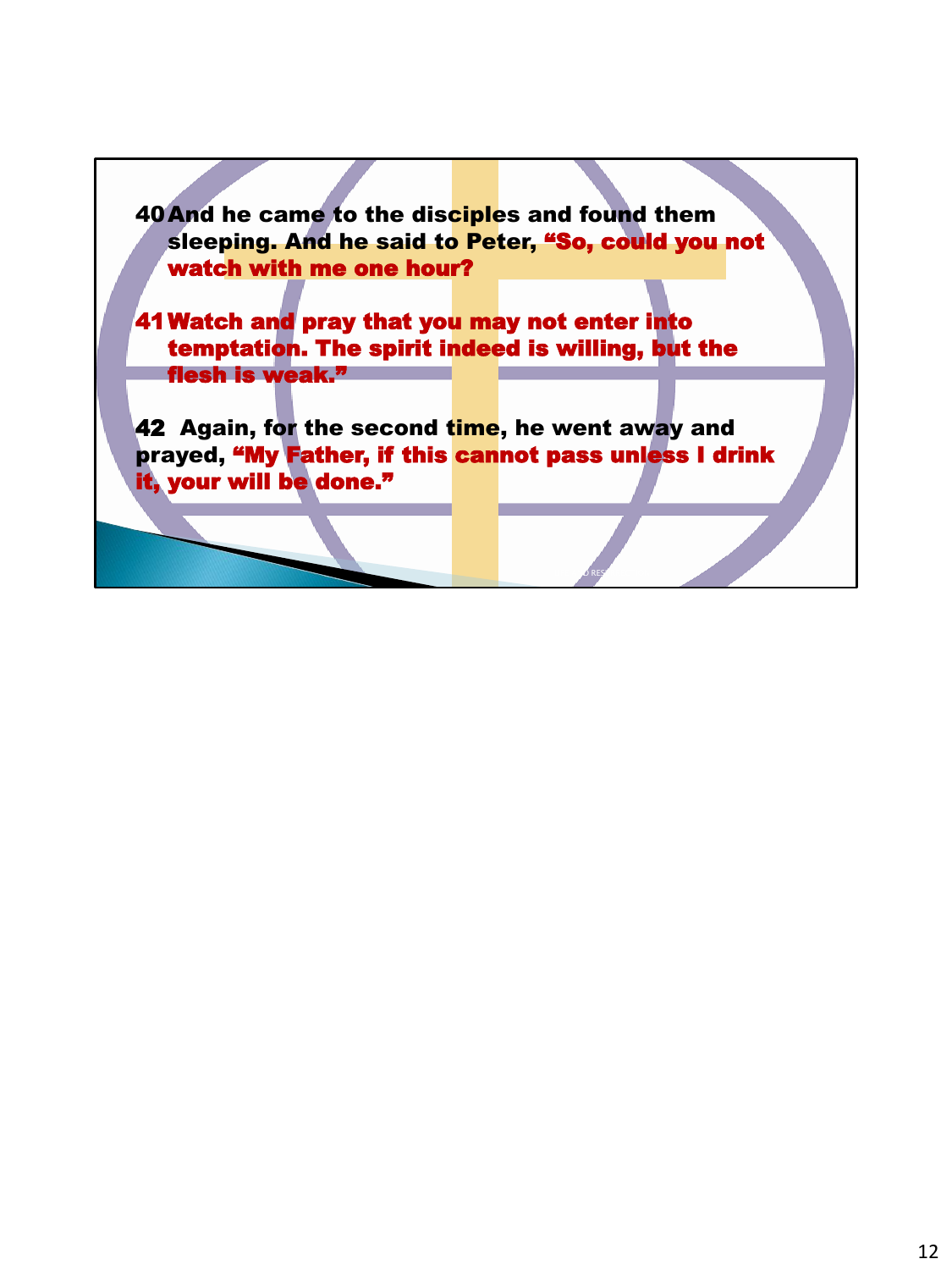40 And he came to the disciples and found them sleeping. And he said to Peter, **“So, could you not watch with me one hour?**

41 **Watch and pray that you may not enter into temptation. The spirit indeed is willing, but the flesh is weak.”**

42 Again, for the second time, he went away and prayed, **“My Father, if this cannot pass unless I drink it, your will be done.”**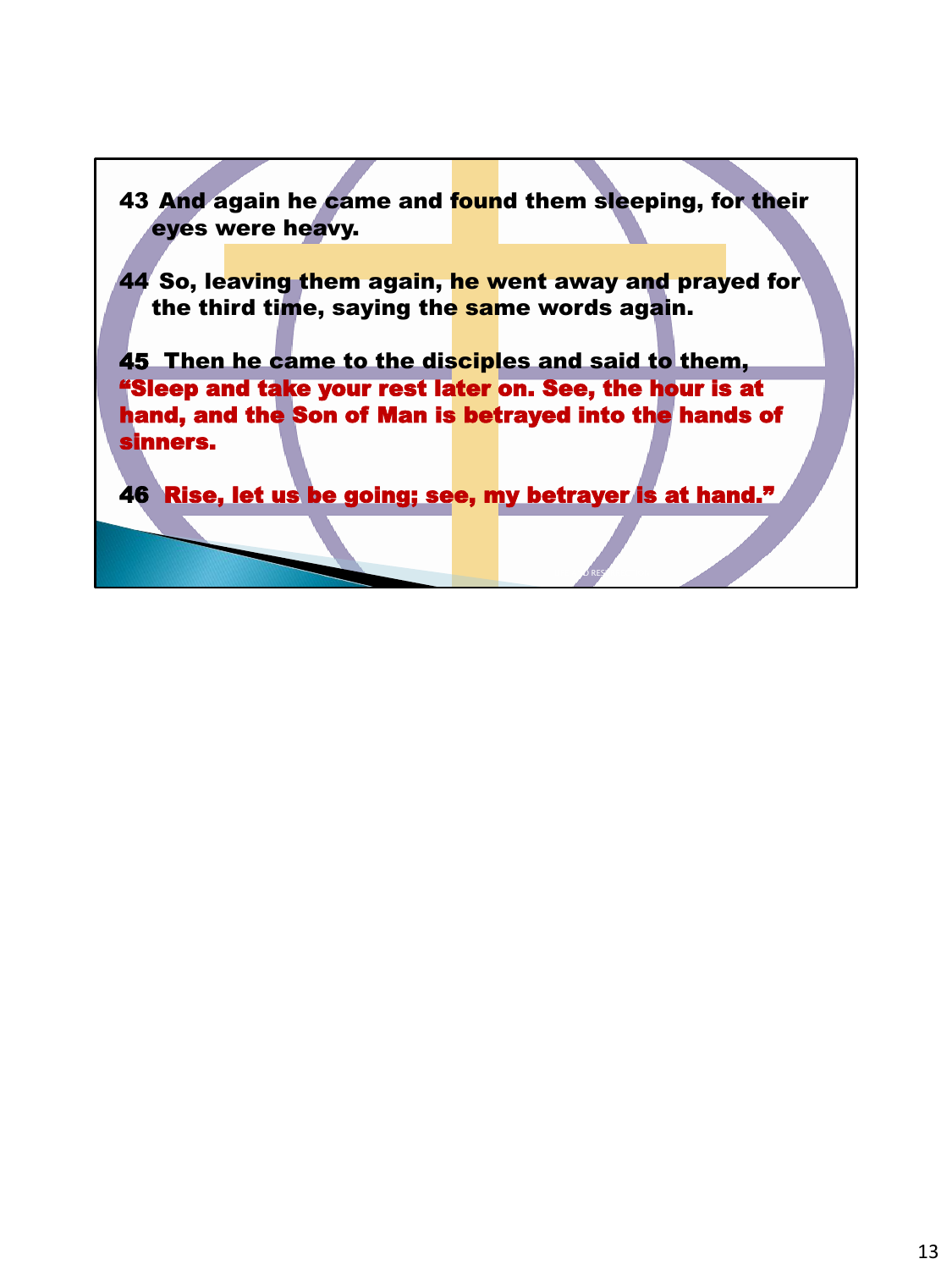43 And again he came and found them sleeping, for their eyes were heavy.

44 So, leaving them again, he went away and prayed for the third time, saying the same words again.

45 Then he came to the disciples and said to them, "Sleep and take your rest later on. See, the hour is at hand, and the Son of Man is betrayed into the hands of sinners.

46 Rise, let us be going; see, my betrayer is at hand."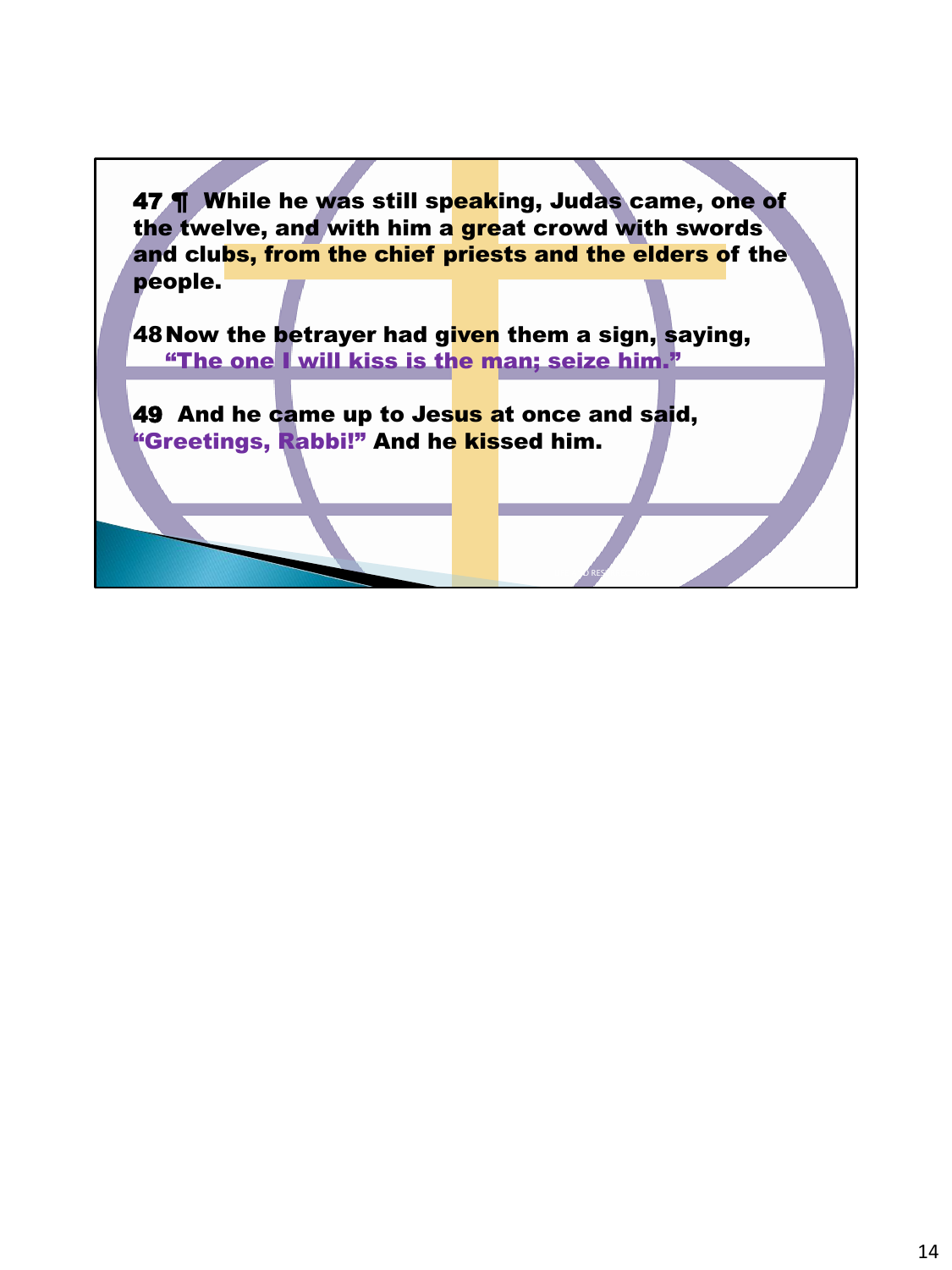**47 ¶ While he was still speaking, Judas came, one of the twelve, and with him a great crowd with swords and clubs, from the chief priests and the elders of the people.**

**48 Now the betrayer had given them a sign, saying, "The one I will kiss is the man; seize him."**

**49 And he came up to Jesus at once and said, "Greetings, Rabbi!" And he kissed him.**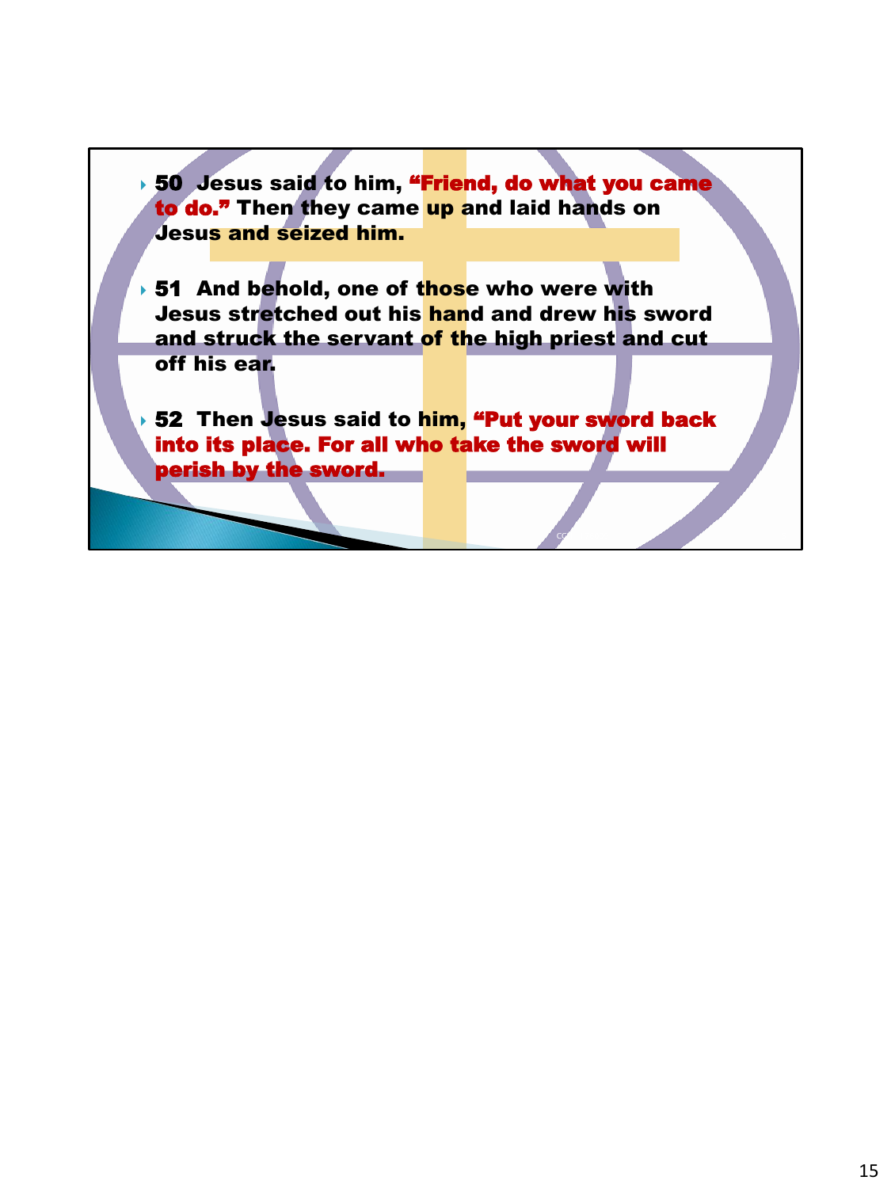- **50** **Jesus said to him, "Friend, do what you came to do." Then they came up and laid hands on Jesus and seized him.**

- **51** **And behold, one of those who were with Jesus stretched out his hand and drew his sword and struck the servant of the high priest and cut off his ear.**

- **52** **Then Jesus said to him, "Put your sword back into its place. For all who take the sword will perish by the sword.**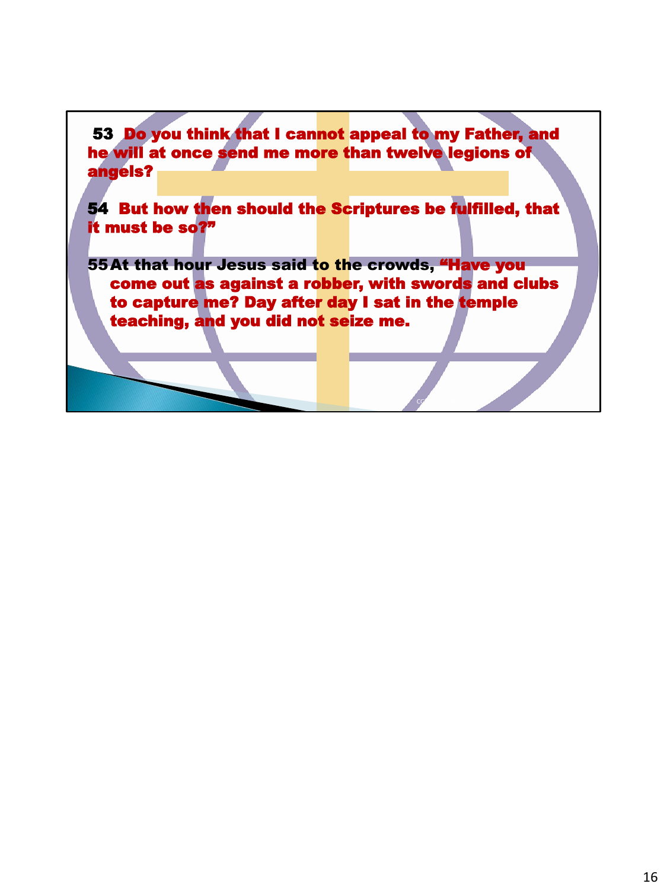**53** Do you think that I cannot appeal to my Father, and he will at once send me more than twelve legions of angels?

**54** But how then should the Scriptures be fulfilled, that it must be so?"

**55** At that hour Jesus said to the crowds, "Have you come out as against a robber, with swords and clubs to capture me? Day after day I sat in the temple teaching, and you did not seize me.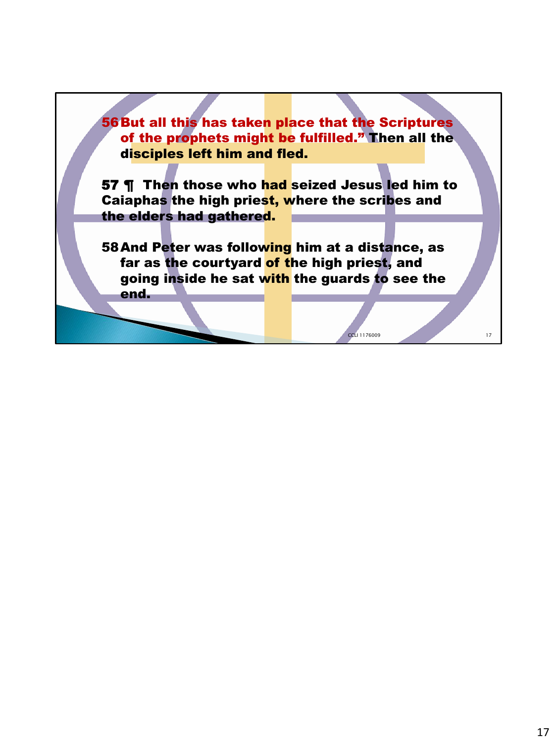56 But all this has taken place that the Scriptures of the prophets might be fulfilled." Then all the disciples left him and fled.

57 ¶ Then those who had seized Jesus led him to Caiaphas the high priest, where the scribes and the elders had gathered.

58 And Peter was following him at a distance, as far as the courtyard of the high priest, and going inside he sat with the guards to see the end.

CCLI 1176009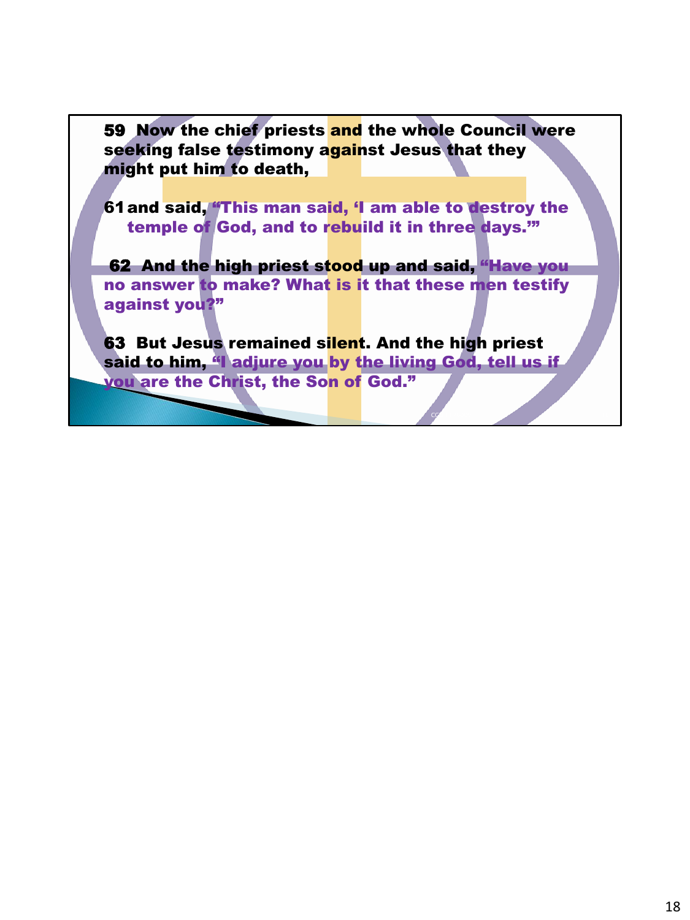**59** Now the chief priests and the whole Council were seeking false testimony against Jesus that they might put him to death,

**61** and said, "This man said, 'I am able to destroy the temple of God, and to rebuild it in three days.'"

**62** And the high priest stood up and said, "Have you no answer to make? What is it that these men testify against you?"

**63** But Jesus remained silent. And the high priest said to him, "I adjure you by the living God, tell us if you are the Christ, the Son of God."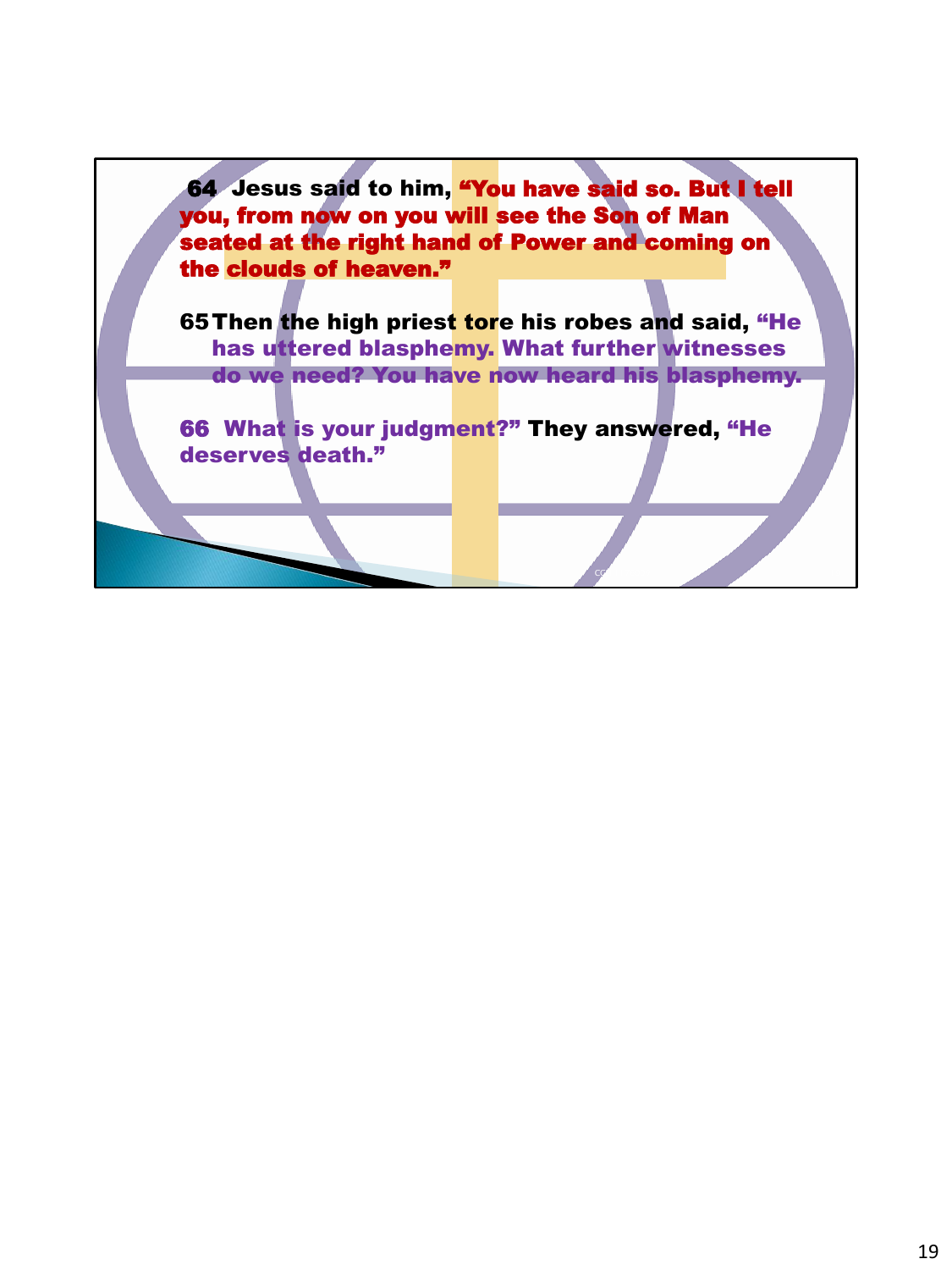**64** Jesus said to him, **"You have said so. But I tell you, from now on you will see the Son of Man seated at the right hand of Power and coming on the clouds of heaven."**

**65** Then the high priest tore his robes and said, **"He has uttered blasphemy. What further witnesses do we need? You have now heard his blasphemy.**

**66 What is your judgment?"** They answered, **"He deserves death."**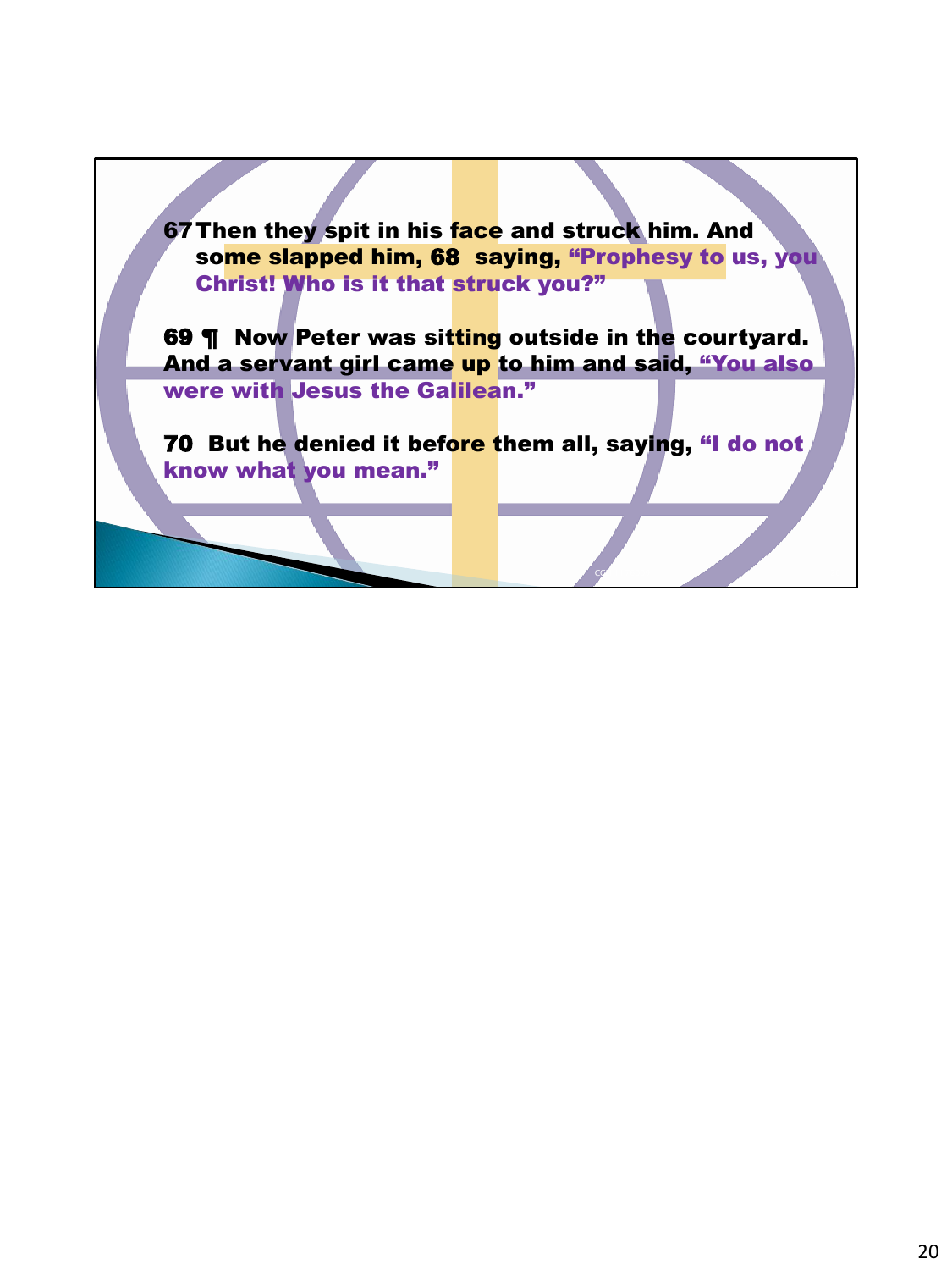**67** **Then they spit in his face and struck him. And some slapped him, 68 saying, "Prophesy to us, you Christ! Who is it that struck you?"**

**69 ¶ Now Peter was sitting outside in the courtyard. And a servant girl came up to him and said, "You also were with Jesus the Galilean."**

**70 But he denied it before them all, saying, "I do not know what you mean."**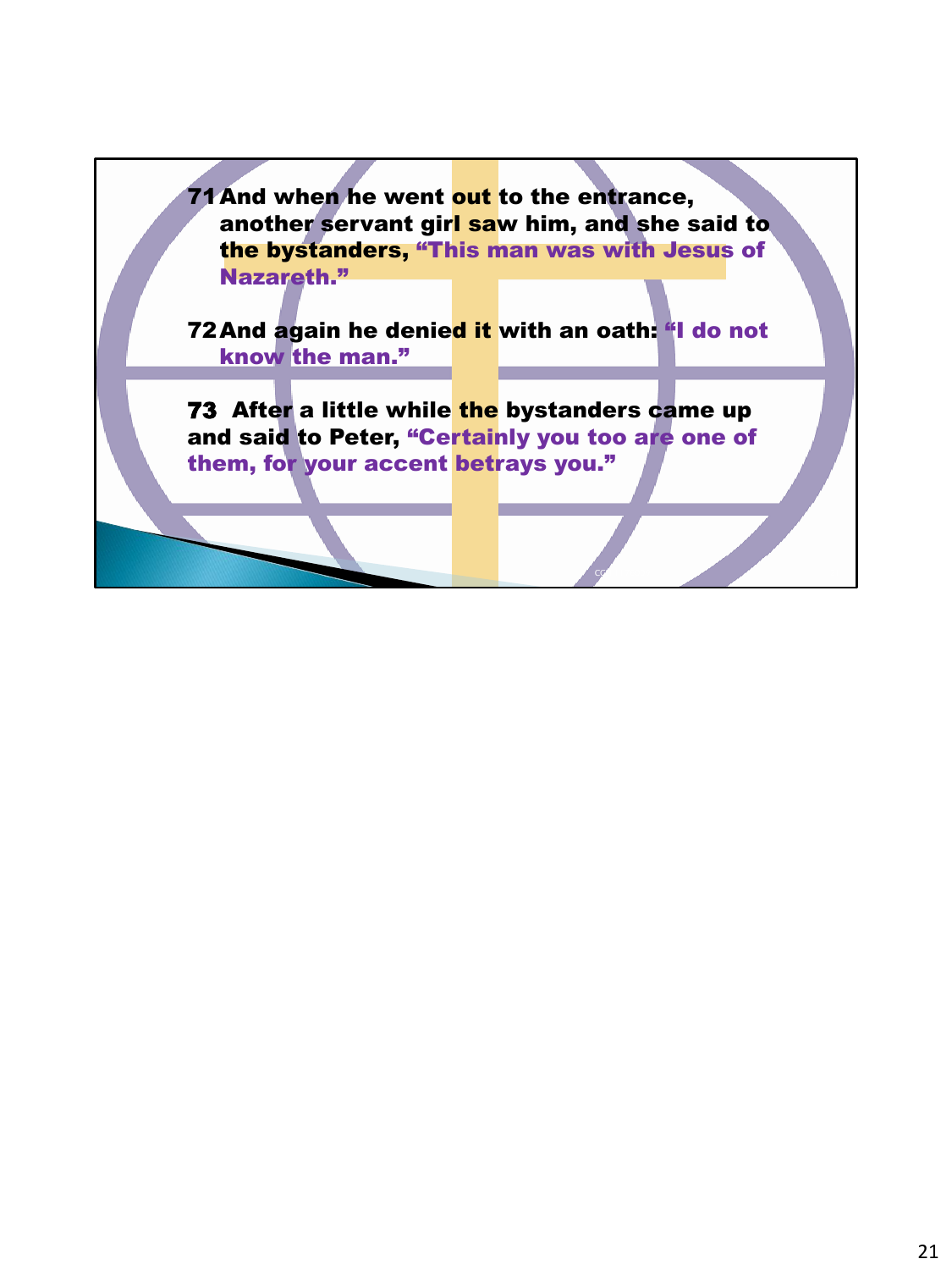**71** And when he went out to the entrance, another servant girl saw him, and she said to the bystanders, "This man was with Jesus of Nazareth."

**72** And again he denied it with an oath: "I do not know the man."

**73** After a little while the bystanders came up and said to Peter, "Certainly you too are one of them, for your accent betrays you."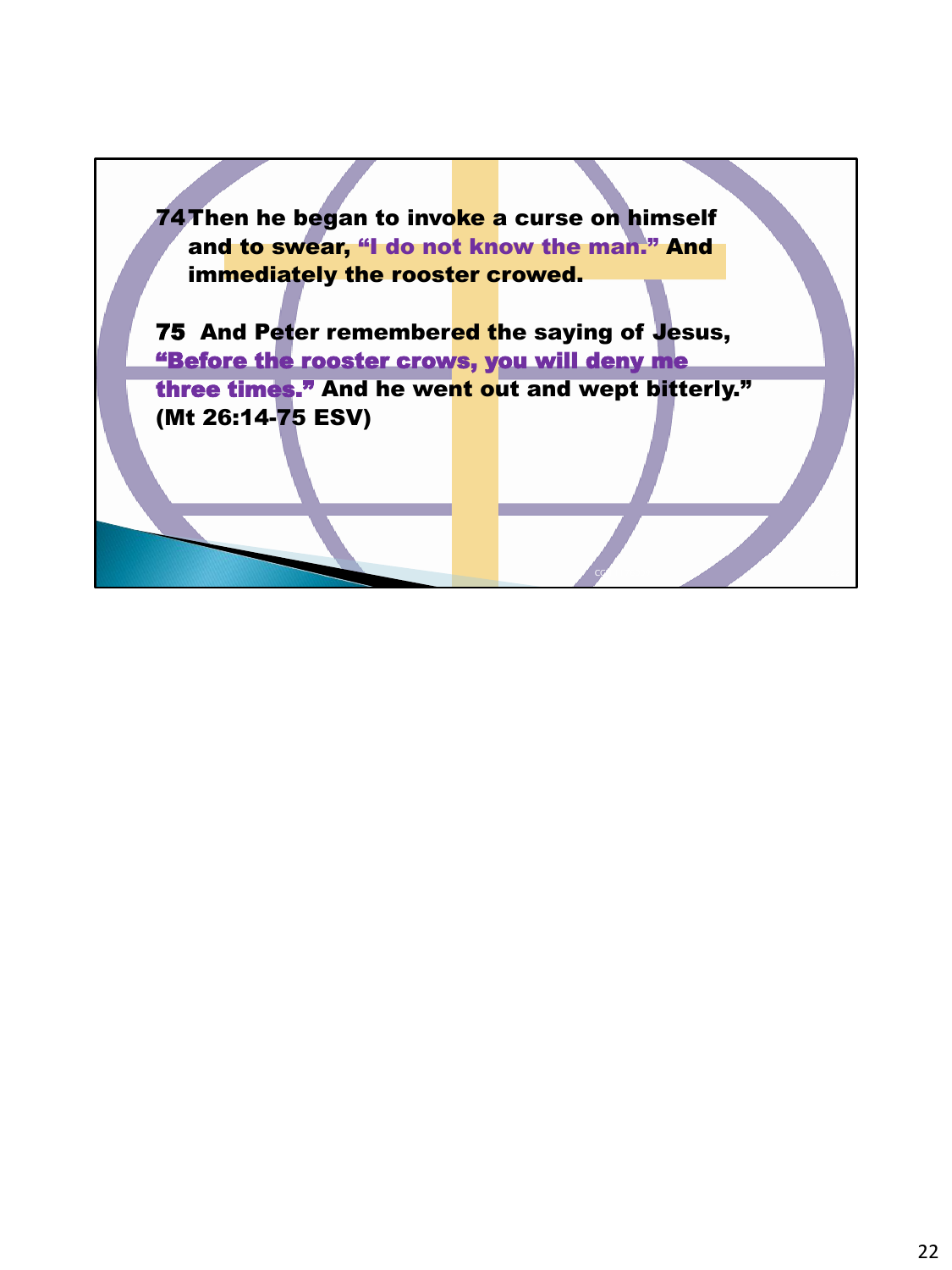**74** Then he began to invoke a curse on himself and to swear, **"I do not know the man."** And immediately the rooster crowed.

**75** And Peter remembered the saying of Jesus, **"Before the rooster crows, you will deny me three times."** And he went out and wept bitterly." (Mt 26:14-75 ESV)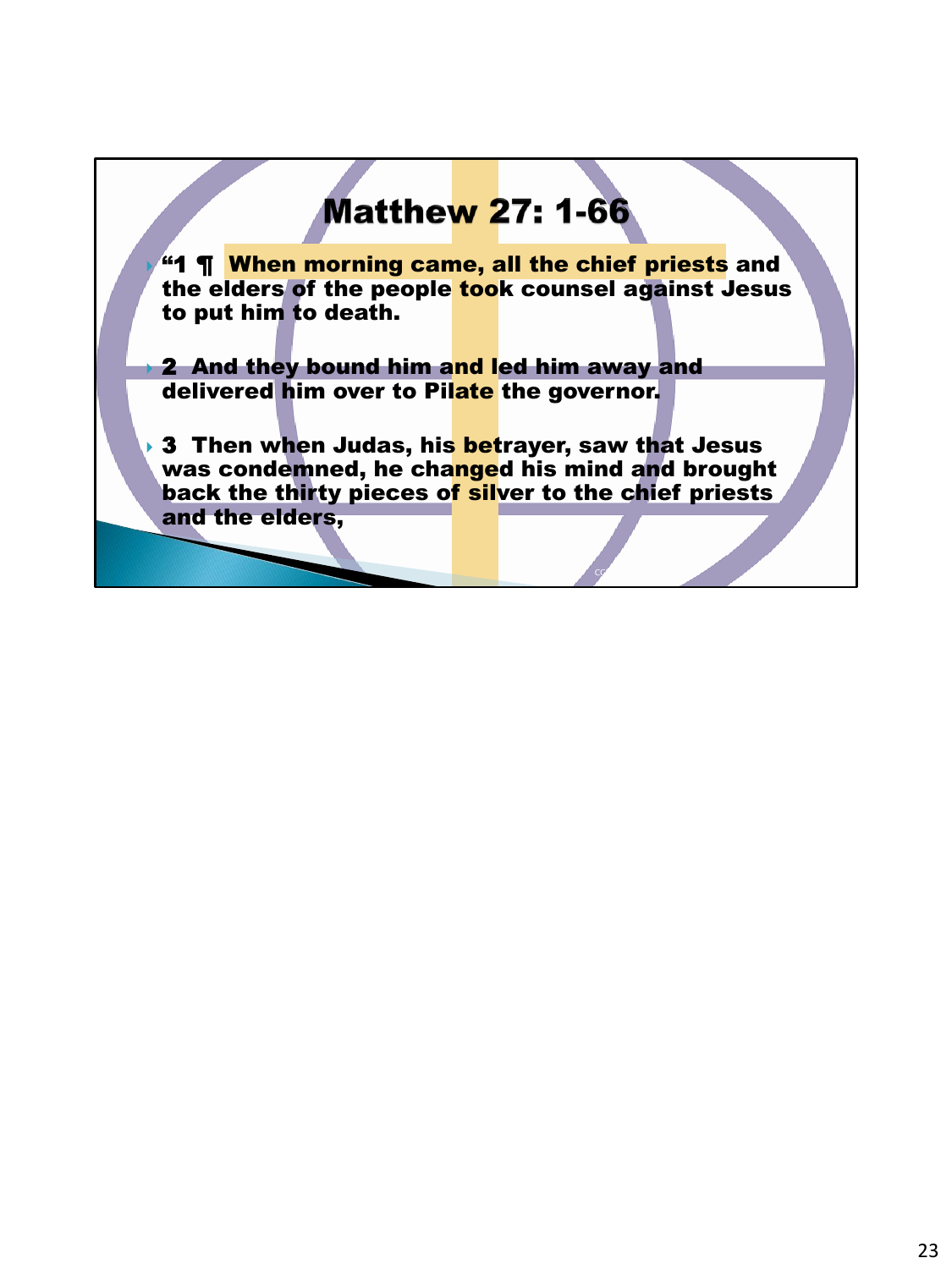# Matthew 27: 1-66

- "1 ¶ When morning came, all the chief priests and the elders of the people took counsel against Jesus to put him to death.
- 2 And they bound him and led him away and delivered him over to Pilate the governor.
- 3 Then when Judas, his betrayer, saw that Jesus was condemned, he changed his mind and brought back the thirty pieces of silver to the chief priests and the elders,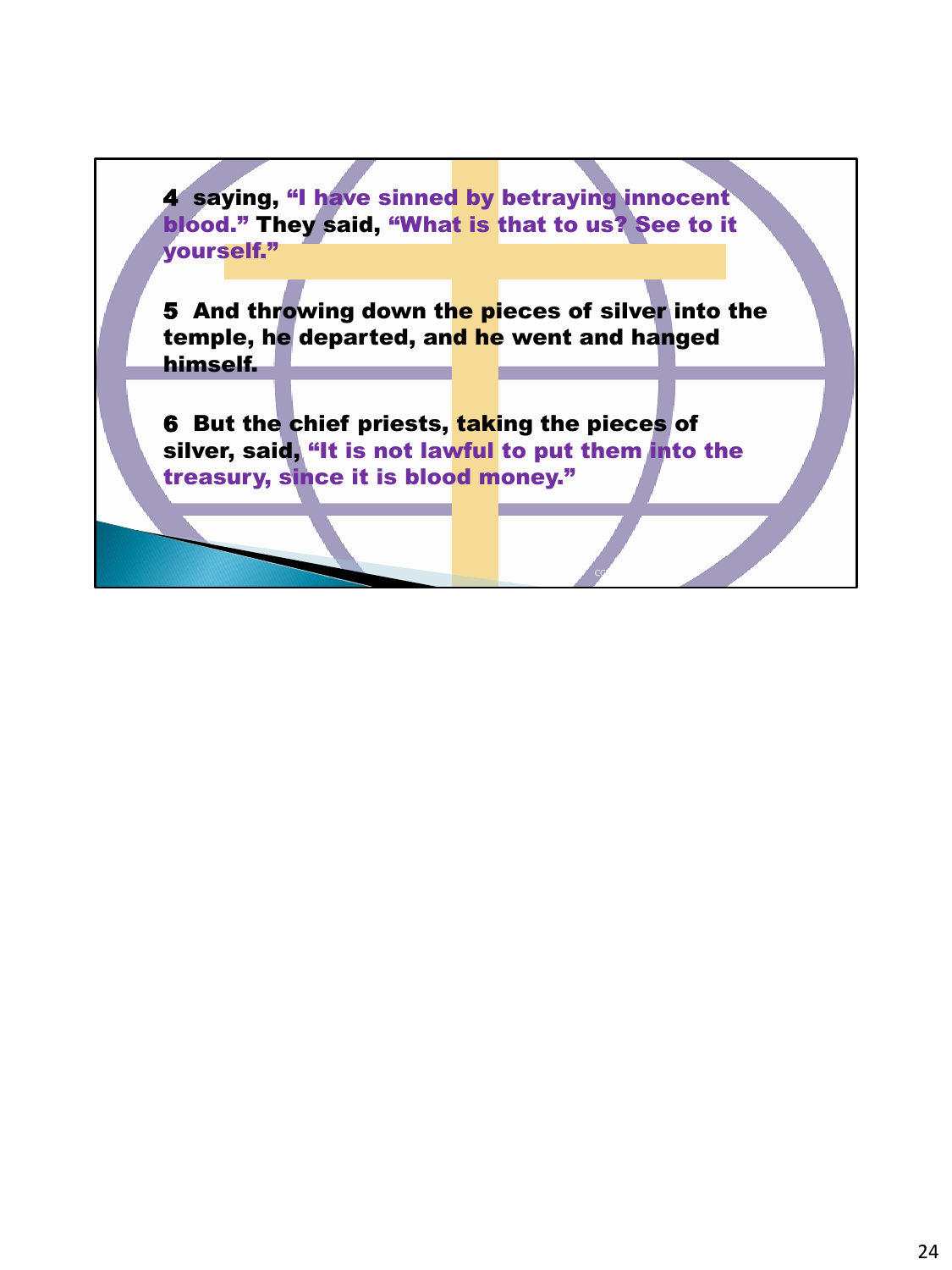**4** saying, **"I have sinned by betraying innocent blood."** They said, **"What is that to us? See to it yourself."**

**5** And throwing down the pieces of silver into the temple, he departed, and he went and hanged himself.

**6** But the chief priests, taking the pieces of silver, said, **"It is not lawful to put them into the treasury, since it is blood money."**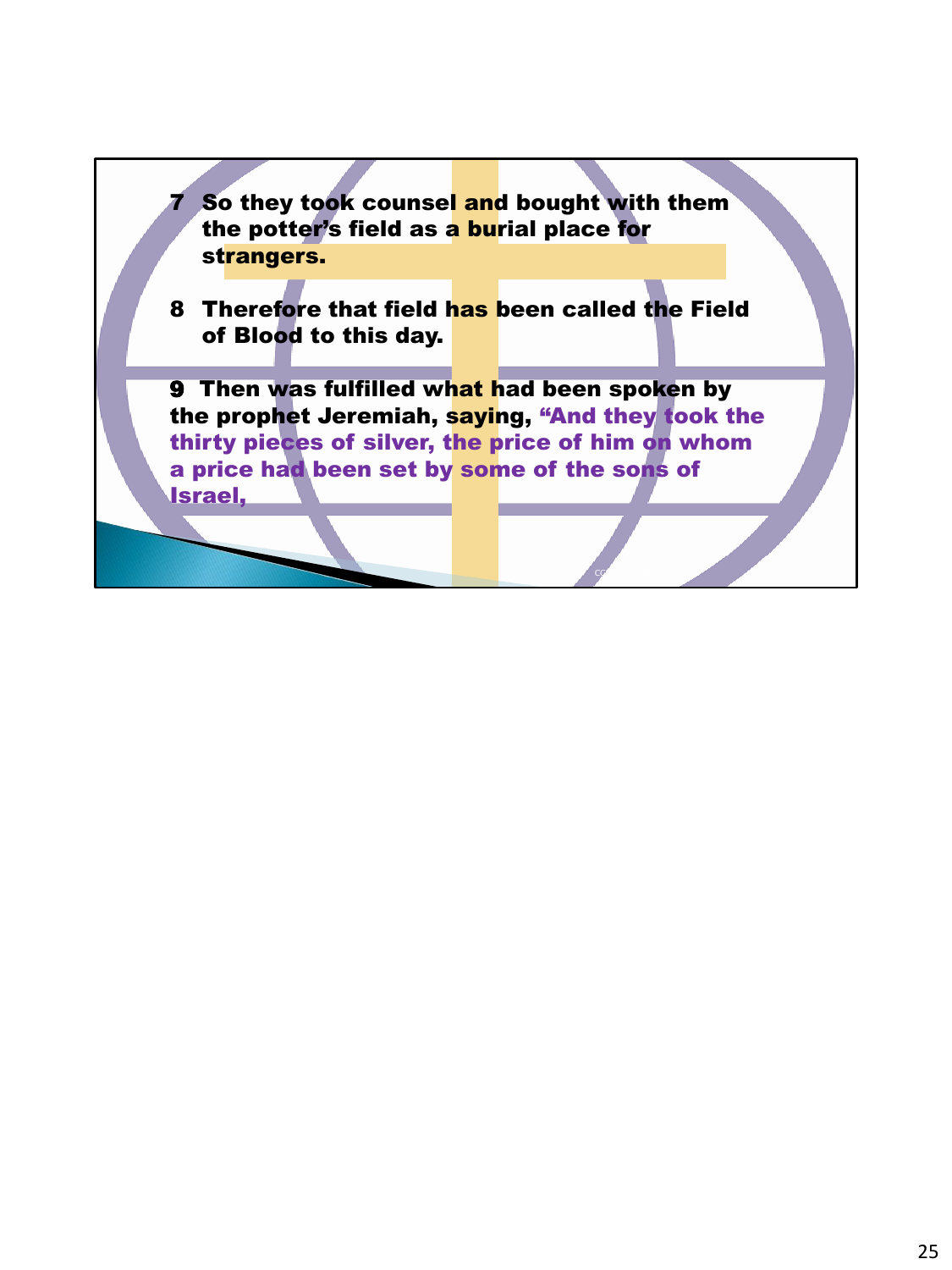**7 So they took counsel and bought with them the potter's field as a burial place for strangers.**

**8 Therefore that field has been called the Field of Blood to this day.**

**9 Then was fulfilled what had been spoken by the prophet Jeremiah, saying, "And they took the thirty pieces of silver, the price of him on whom a price had been set by some of the sons of Israel,**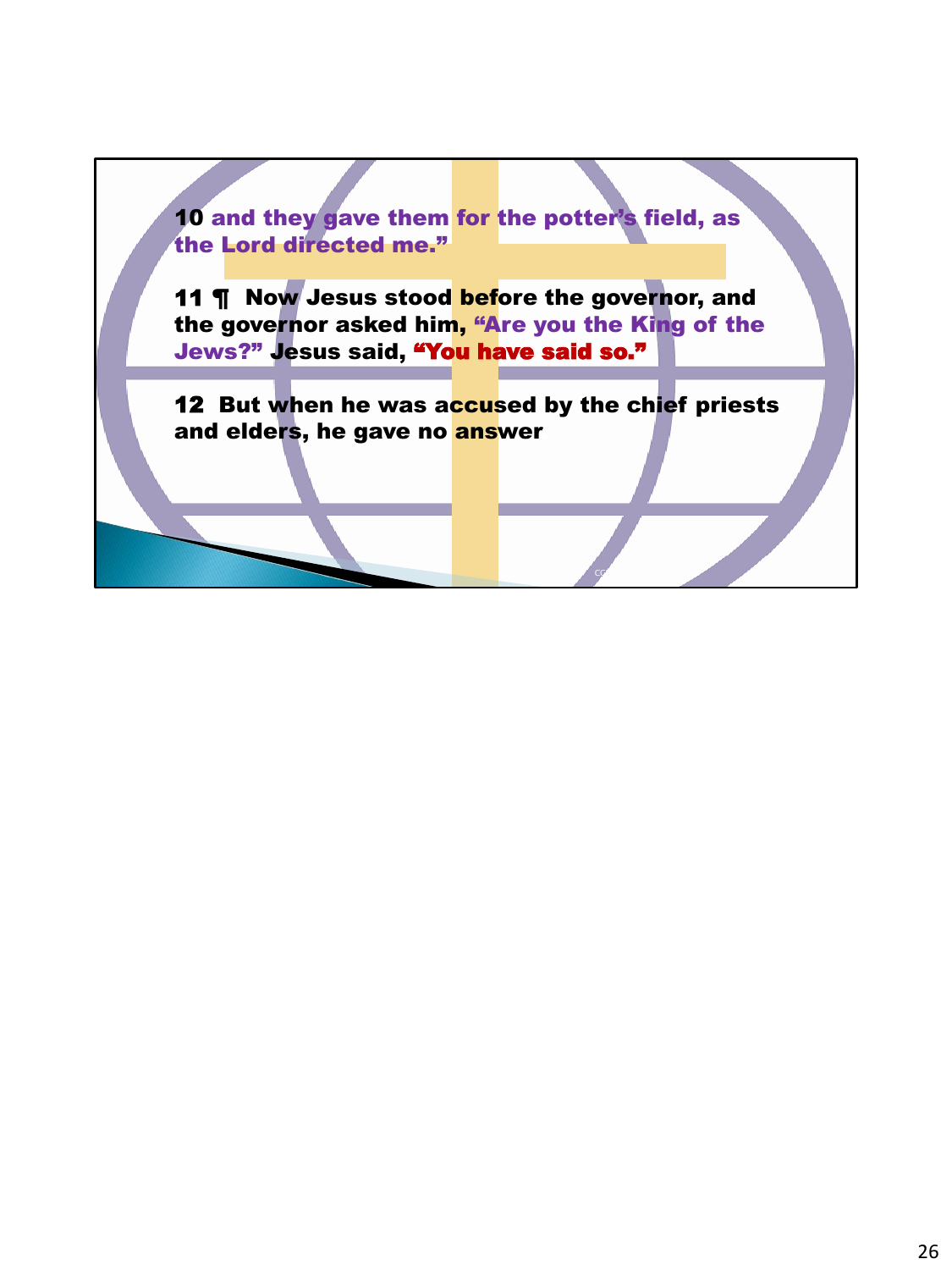**10** and they gave them for the potter's field, as the Lord directed me."

**11 ¶ Now Jesus stood before the governor, and the governor asked him, "Are you the King of the Jews?" Jesus said, "You have said so."**

**12 But when he was accused by the chief priests and elders, he gave no answer**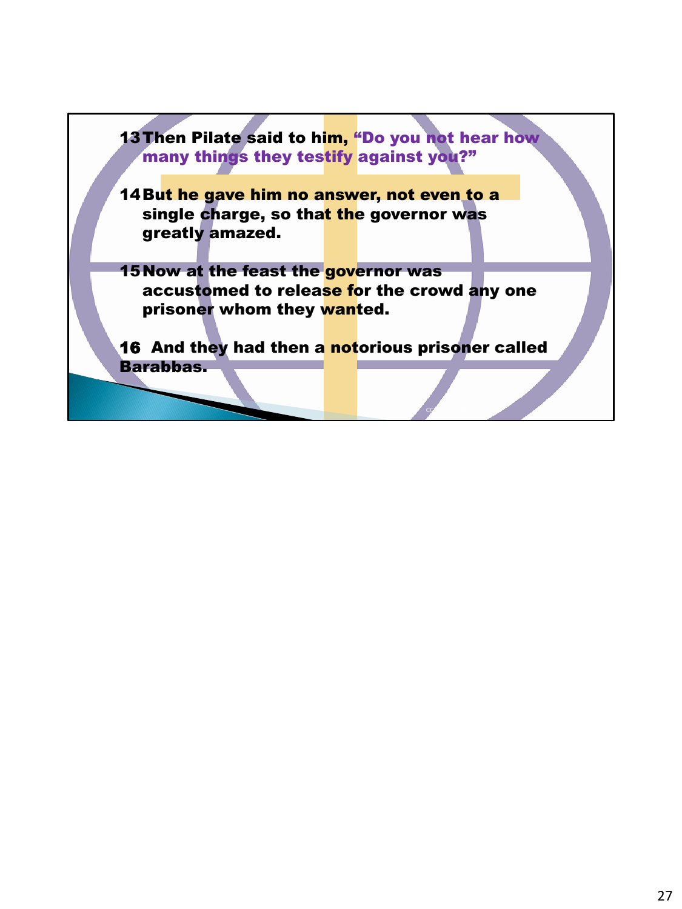13 Then Pilate said to him, "Do you not hear how many things they testify against you?"

14 But he gave him no answer, not even to a single charge, so that the governor was greatly amazed.

15 Now at the feast the governor was accustomed to release for the crowd any one prisoner whom they wanted.

16 And they had then a notorious prisoner called Barabbas.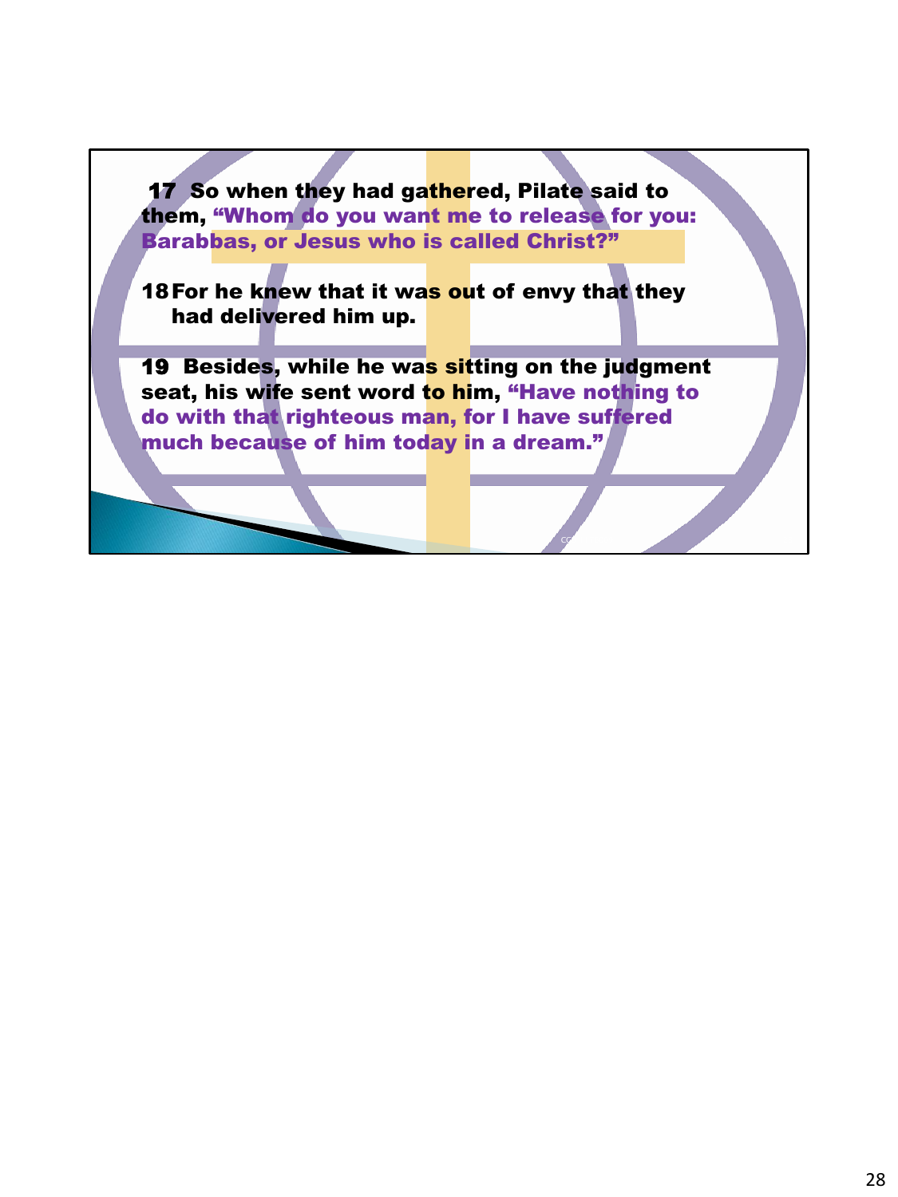**17** So when they had gathered, Pilate said to them, **"Whom do you want me to release for you: Barabbas, or Jesus who is called Christ?"**

**18** For he knew that it was out of envy that they had delivered him up.

**19** Besides, while he was sitting on the judgment seat, his wife sent word to him, **"Have nothing to do with that righteous man, for I have suffered much because of him today in a dream."**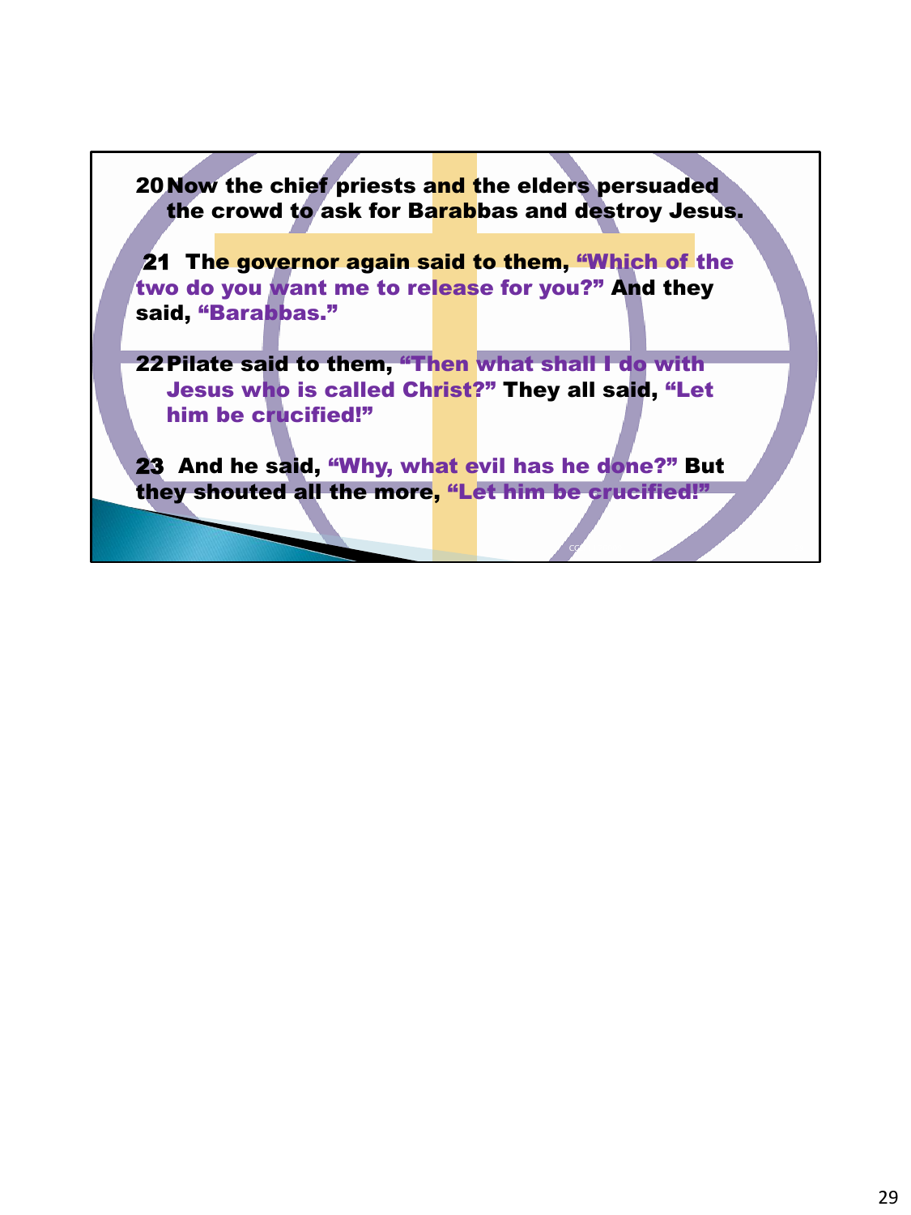20 Now the chief priests and the elders persuaded the crowd to ask for Barabbas and destroy Jesus.

21 The governor again said to them, "Which of the two do you want me to release for you?" And they said, "Barabbas."

22 Pilate said to them, "Then what shall I do with Jesus who is called Christ?" They all said, "Let him be crucified!"

23 And he said, "Why, what evil has he done?" But they shouted all the more, "Let him be crucified!"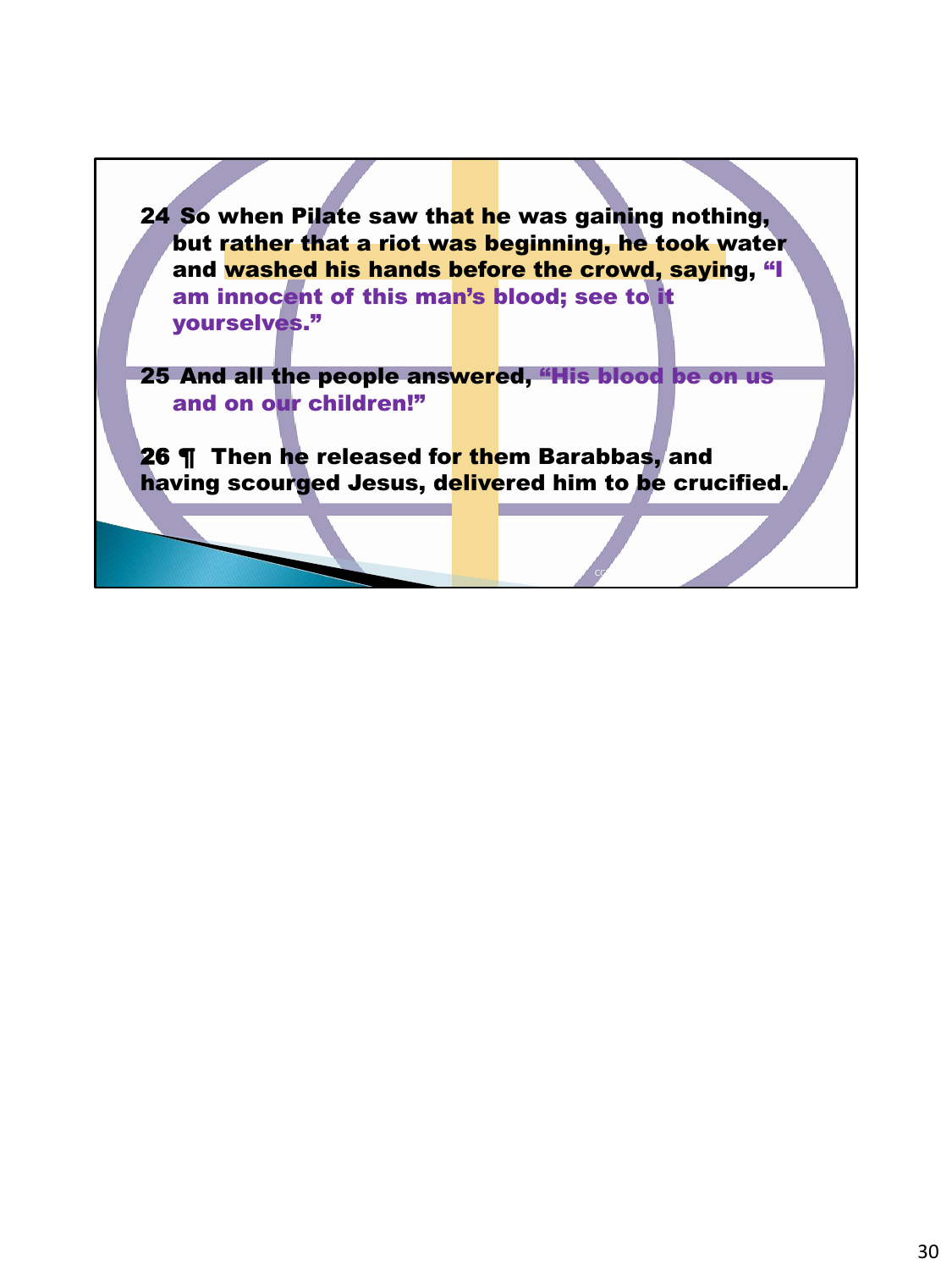24 So when Pilate saw that he was gaining nothing, but rather that a riot was beginning, he took water and washed his hands before the crowd, saying, "I am innocent of this man's blood; see to it yourselves."

25 And all the people answered, "His blood be on us and on our children!"

26 ¶ Then he released for them Barabbas, and having scourged Jesus, delivered him to be crucified.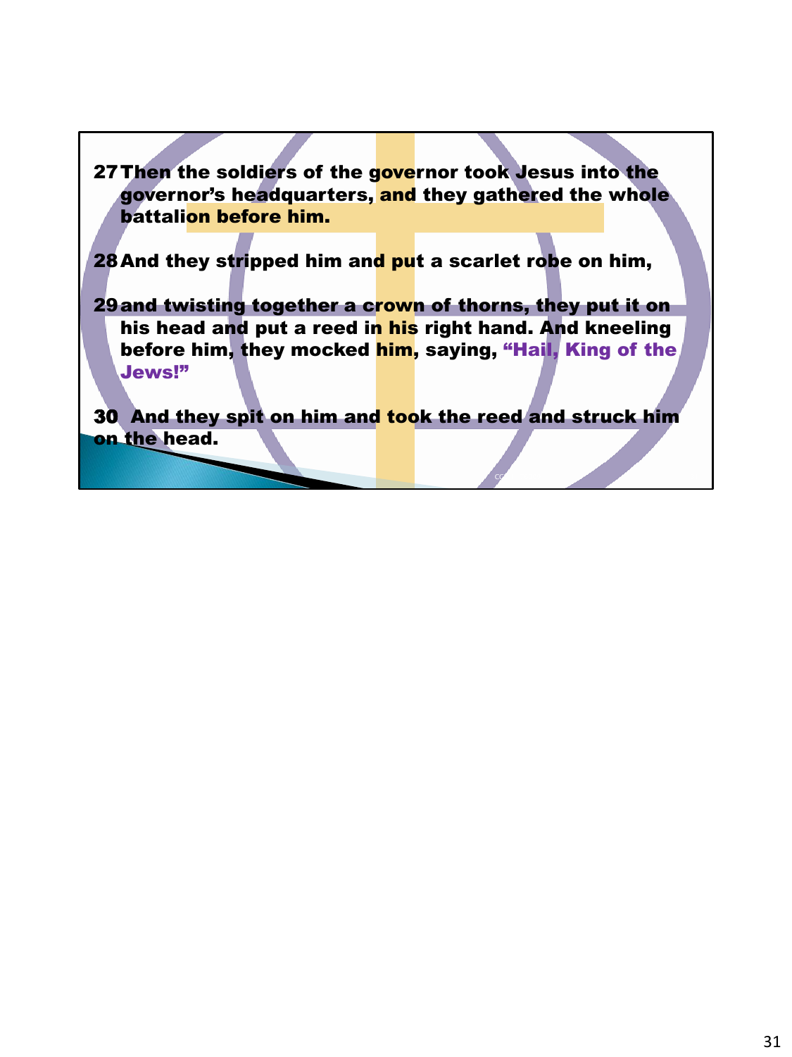**27** **Then the soldiers of the governor took Jesus into the governor's headquarters, and they gathered the whole battalion before him.**

**28** **And they stripped him and put a scarlet robe on him,**

**29** **and twisting together a crown of thorns, they put it on his head and put a reed in his right hand. And kneeling before him, they mocked him, saying, "Hail, King of the Jews!"**

**30** **And they spit on him and took the reed and struck him on the head.**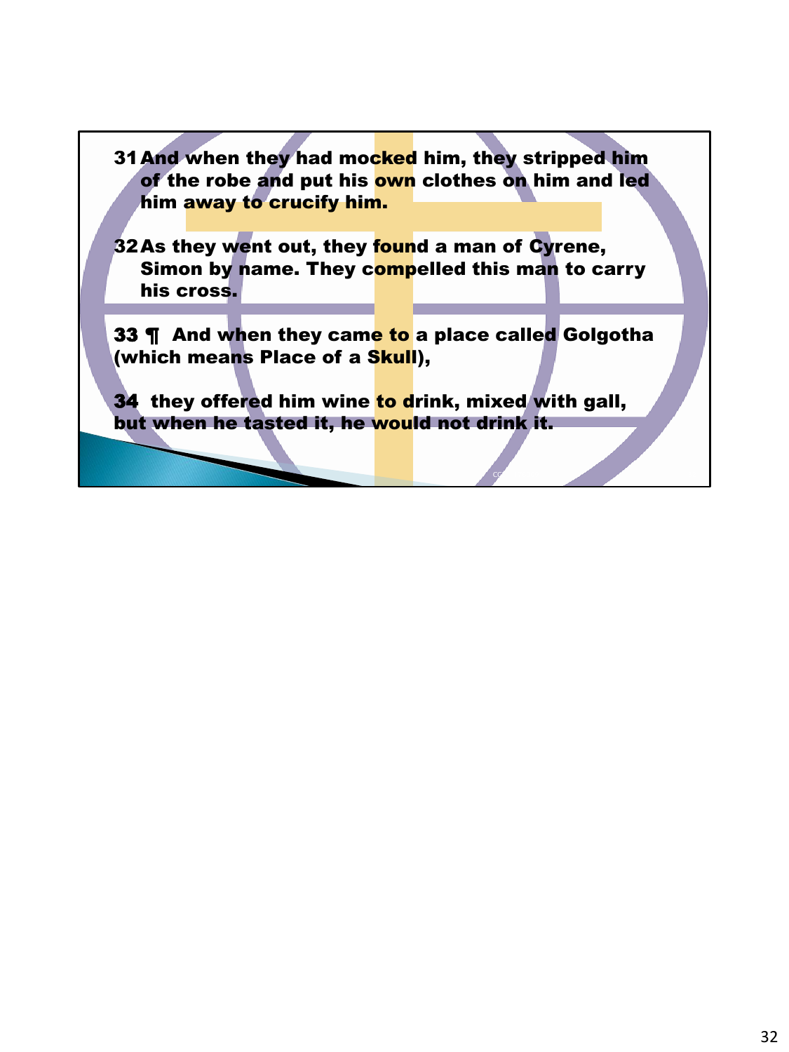**31 And when they had mocked him, they stripped him of the robe and put his own clothes on him and led him away to crucify him.**

**32 As they went out, they found a man of Cyrene, Simon by name. They compelled this man to carry his cross.**

**33 ¶ And when they came to a place called Golgotha (which means Place of a Skull),**

**34 they offered him wine to drink, mixed with gall, but when he tasted it, he would not drink it.**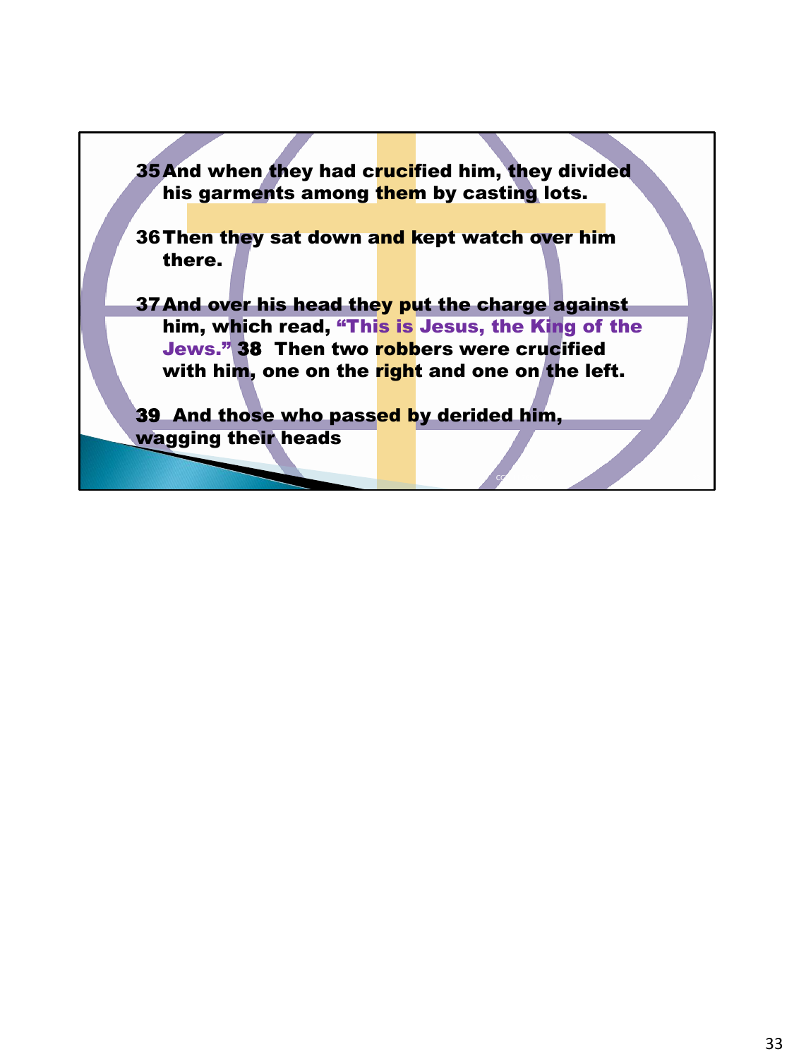**35 And when they had crucified him, they divided his garments among them by casting lots.**

**36 Then they sat down and kept watch over him there.**

**37 And over his head they put the charge against him, which read, "This is Jesus, the King of the Jews." 38 Then two robbers were crucified with him, one on the right and one on the left.**

**39 And those who passed by derided him, wagging their heads**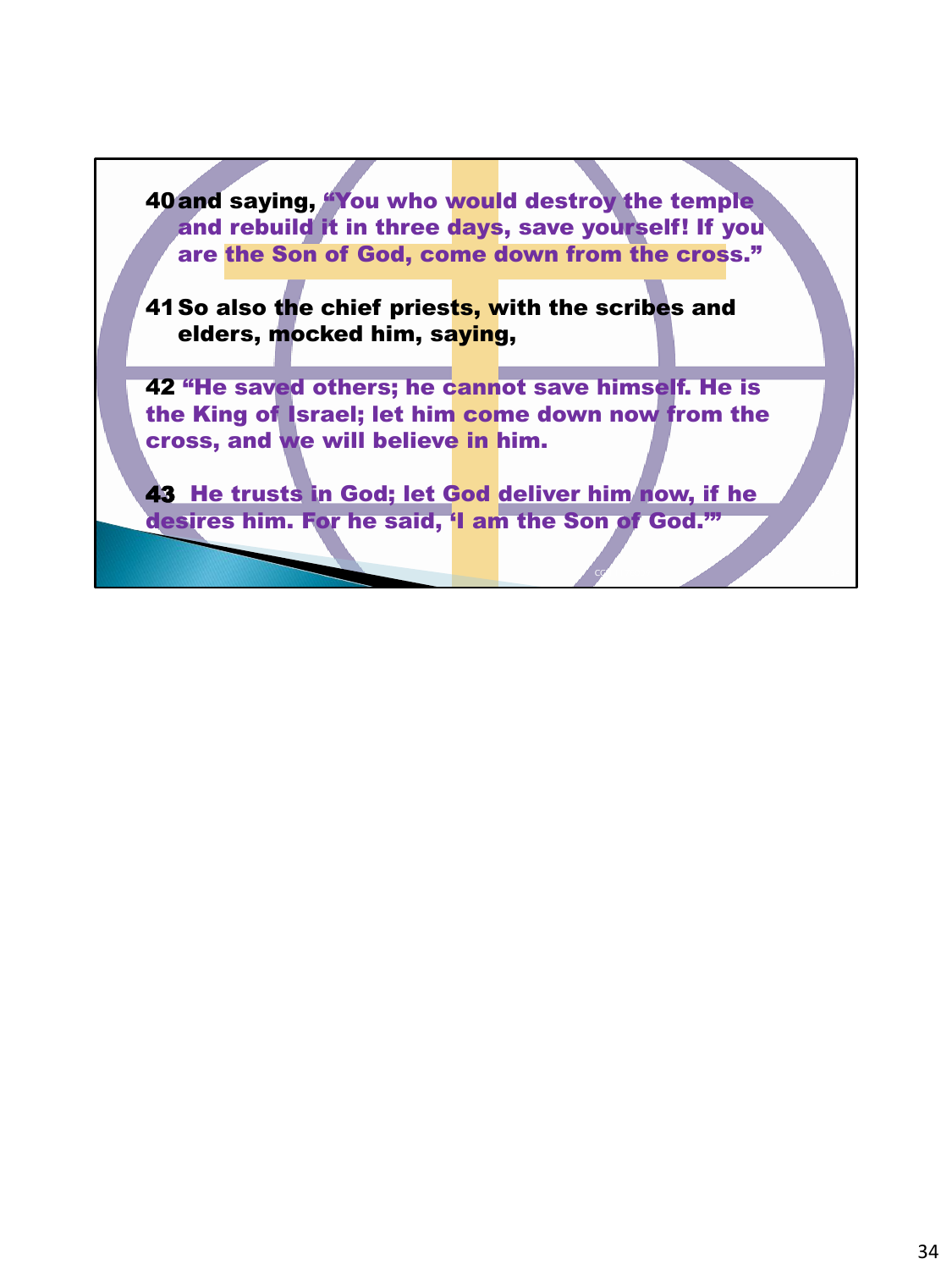40 and saying, “You who would destroy the temple and rebuild it in three days, save yourself! If you are the Son of God, come down from the cross.”

41 So also the chief priests, with the scribes and elders, mocked him, saying,

42 “He saved others; he cannot save himself. He is the King of Israel; let him come down now from the cross, and we will believe in him.

43 He trusts in God; let God deliver him now, if he desires him. For he said, ‘I am the Son of God.’”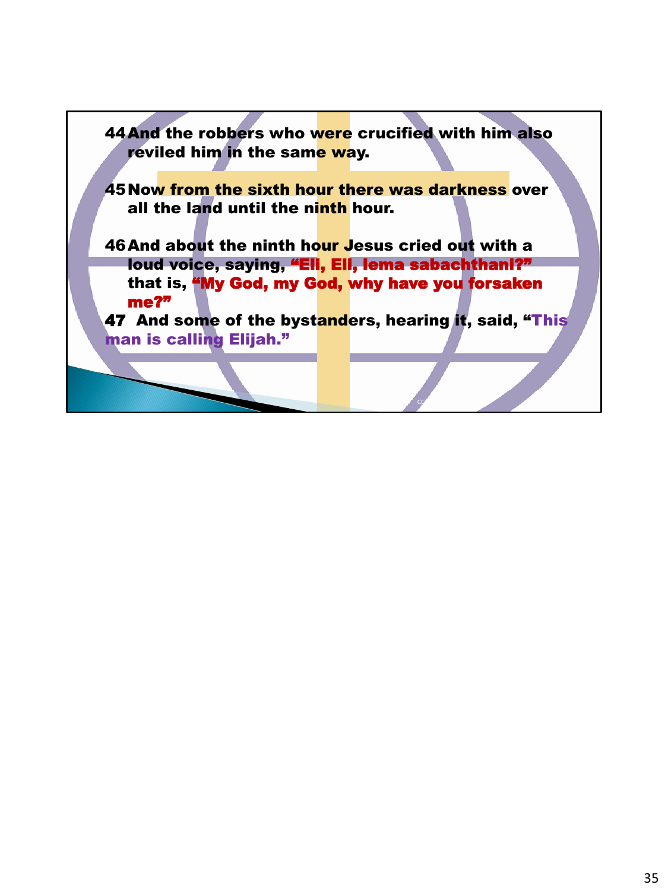44 And the robbers who were crucified with him also reviled him in the same way.

45 Now from the sixth hour there was darkness over all the land until the ninth hour.

46 And about the ninth hour Jesus cried out with a loud voice, saying, "Eli, Eli, lema sabachthani?" that is, "My God, my God, why have you forsaken me?"

47 And some of the bystanders, hearing it, said, "This man is calling Elijah."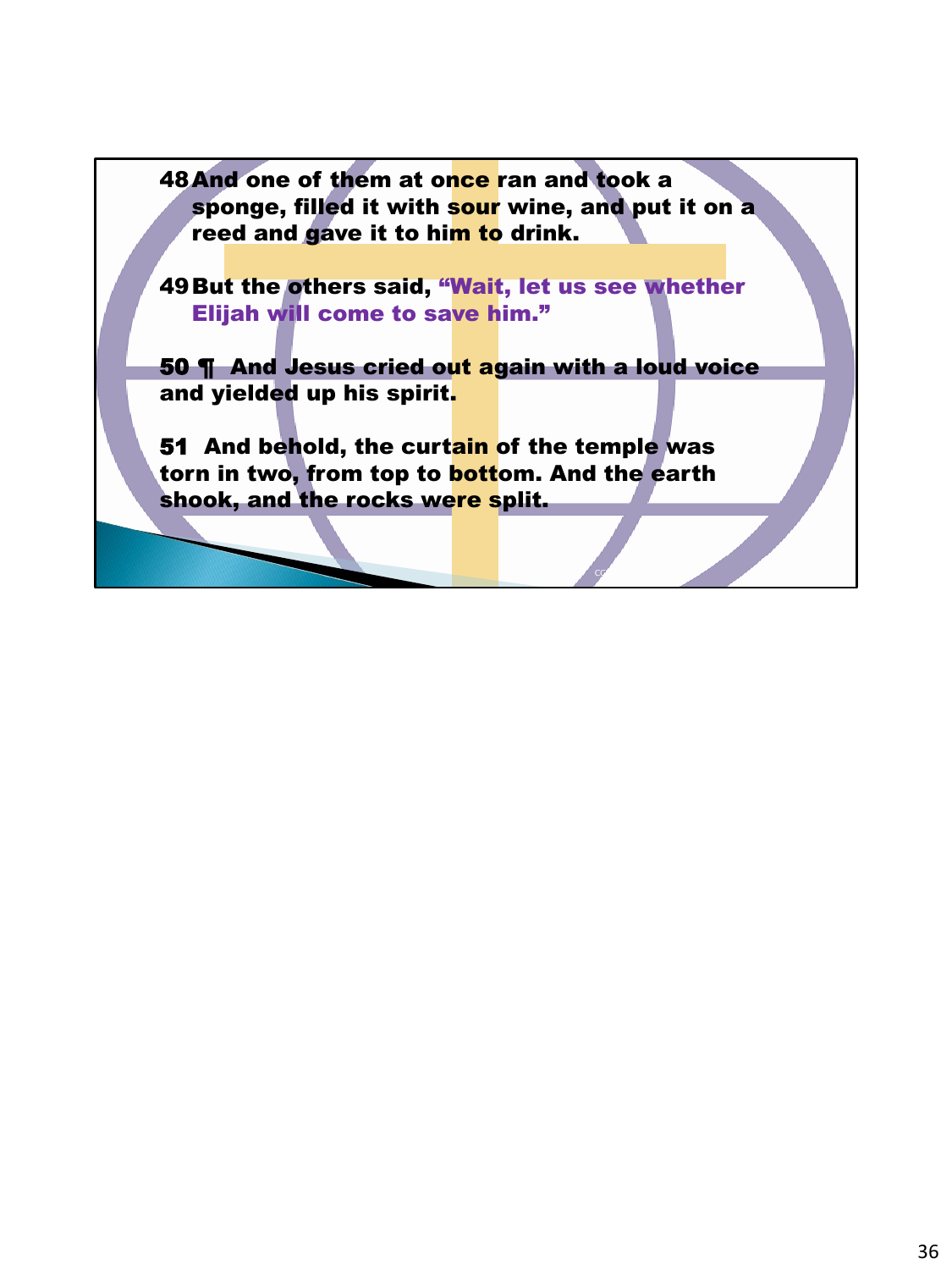48 And one of them at once ran and took a sponge, filled it with sour wine, and put it on a reed and gave it to him to drink.

49 But the others said, "Wait, let us see whether Elijah will come to save him."

50 ¶ And Jesus cried out again with a loud voice and yielded up his spirit.

51 And behold, the curtain of the temple was torn in two, from top to bottom. And the earth shook, and the rocks were split.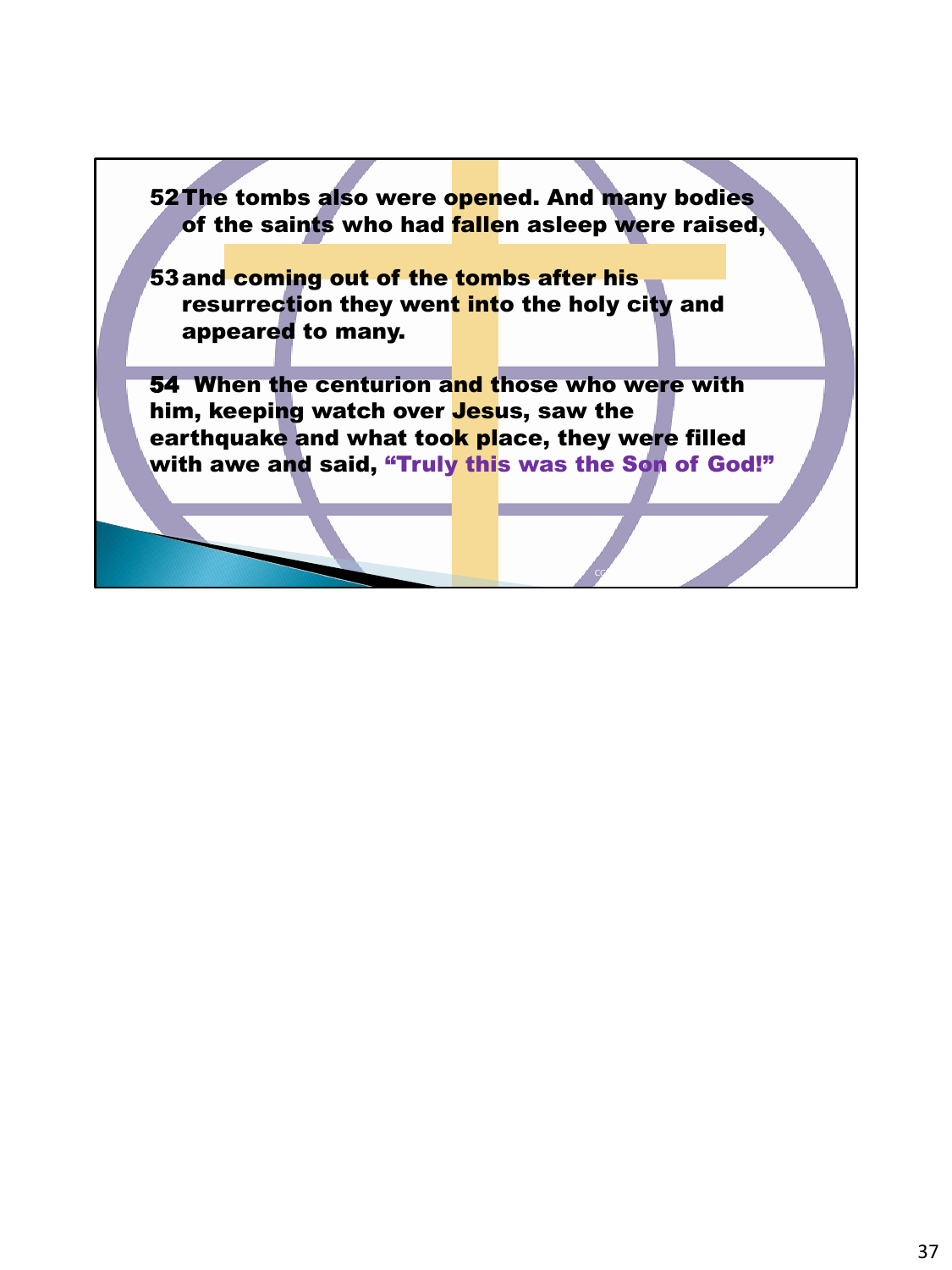52 The tombs also were opened. And many bodies of the saints who had fallen asleep were raised,

53 and coming out of the tombs after his resurrection they went into the holy city and appeared to many.

54 When the centurion and those who were with him, keeping watch over Jesus, saw the earthquake and what took place, they were filled with awe and said, "Truly this was the Son of God!"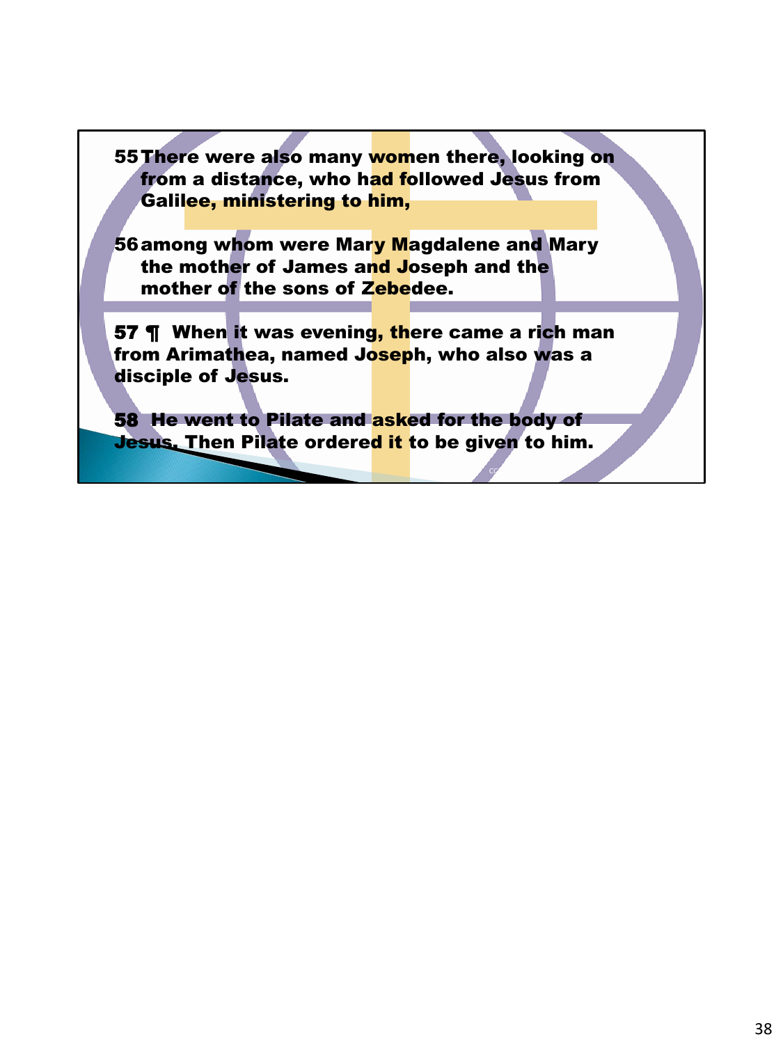55 There were also many women there, looking on from a distance, who had followed Jesus from Galilee, ministering to him,

56 among whom were Mary Magdalene and Mary the mother of James and Joseph and the mother of the sons of Zebedee.

57 ¶ When it was evening, there came a rich man from Arimathea, named Joseph, who also was a disciple of Jesus.

58 He went to Pilate and asked for the body of Jesus. Then Pilate ordered it to be given to him.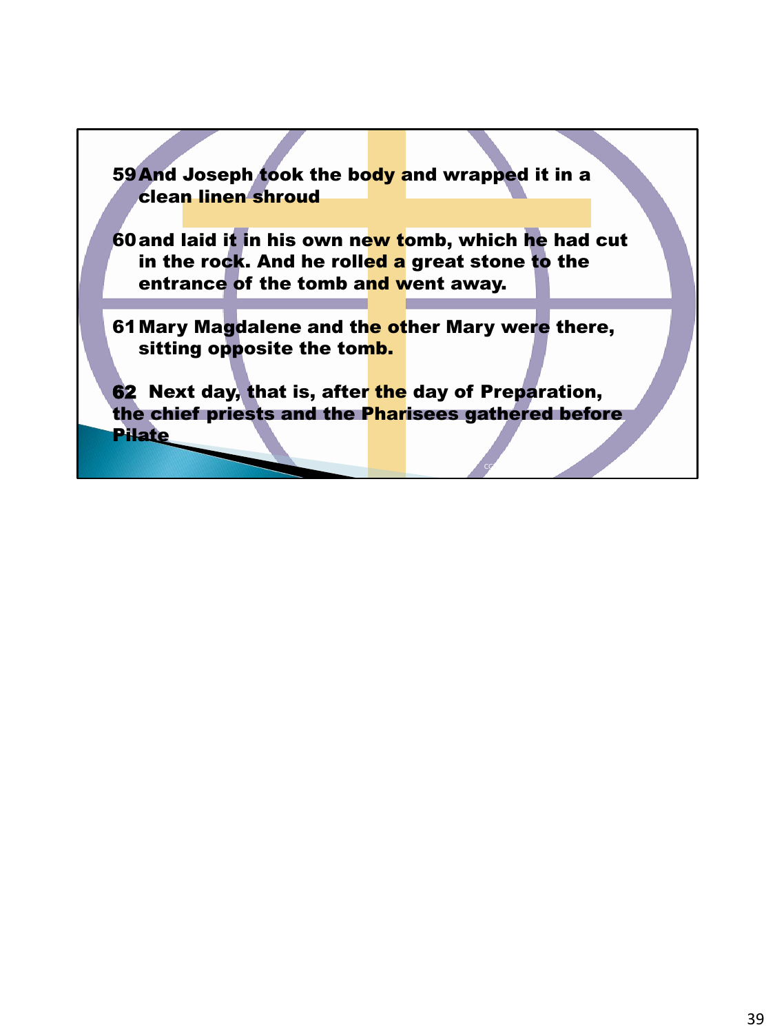59 And Joseph took the body and wrapped it in a clean linen shroud

60 and laid it in his own new tomb, which he had cut in the rock. And he rolled a great stone to the entrance of the tomb and went away.

61 Mary Magdalene and the other Mary were there, sitting opposite the tomb.

62 Next day, that is, after the day of Preparation, the chief priests and the Pharisees gathered before Pilate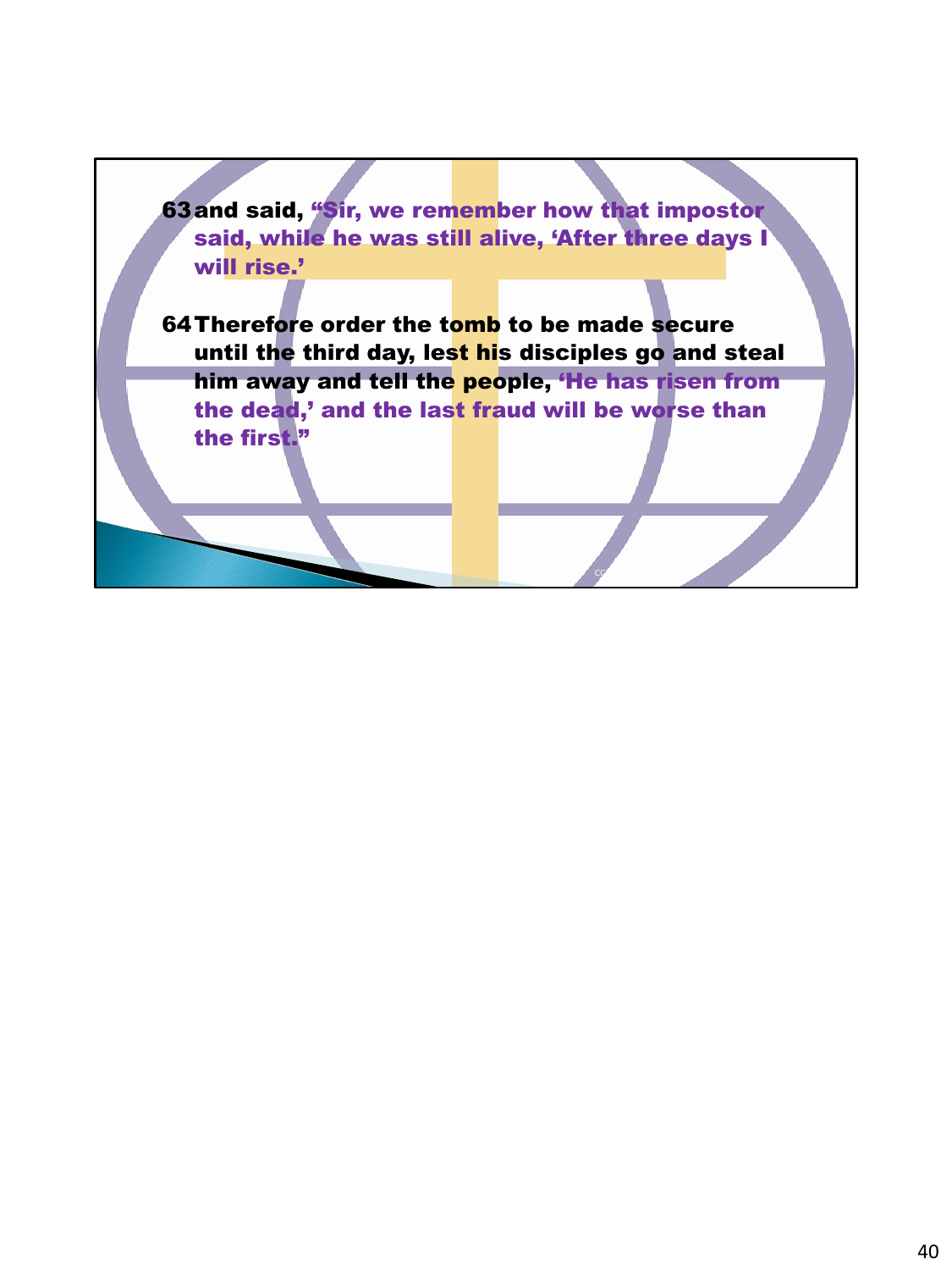63 and said, “Sir, we remember how that impostor said, while he was still alive, ‘After three days I will rise.’

64 Therefore order the tomb to be made secure until the third day, lest his disciples go and steal him away and tell the people, ‘He has risen from the dead,’ and the last fraud will be worse than the first.”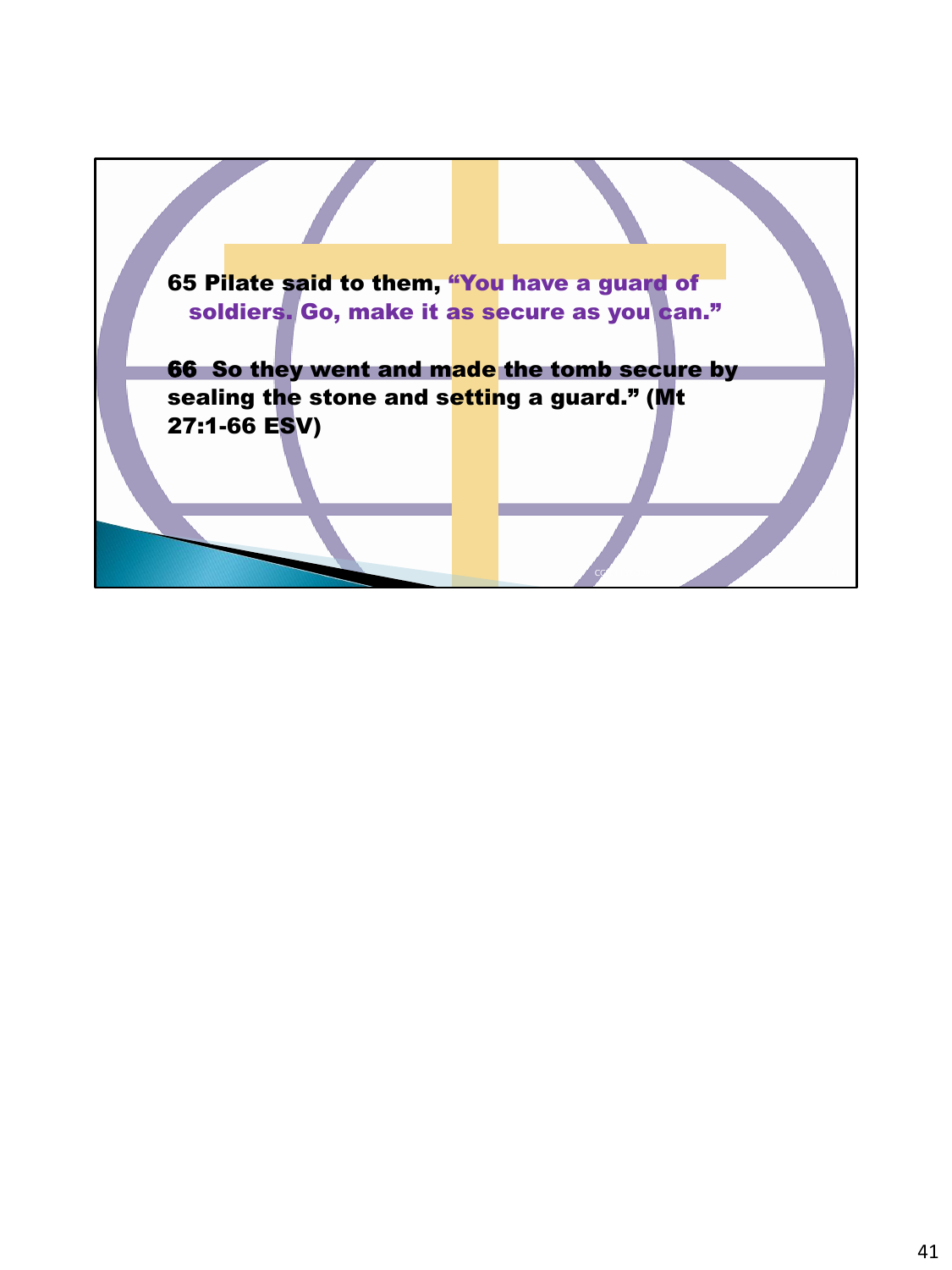**65 Pilate said to them, “You have a guard of soldiers. Go, make it as secure as you can.”**

**66 So they went and made the tomb secure by sealing the stone and setting a guard.” (Mt 27:1-66 ESV)**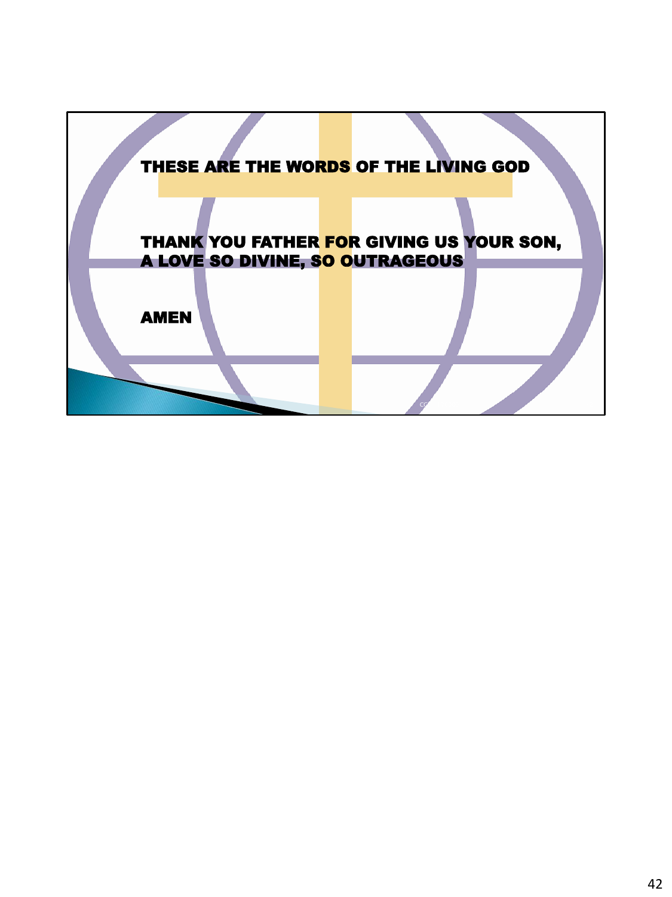THESE ARE THE WORDS OF THE LIVING GOD

THANK YOU FATHER FOR GIVING US YOUR SON,
A LOVE SO DIVINE, SO OUTRAGEOUS

AMEN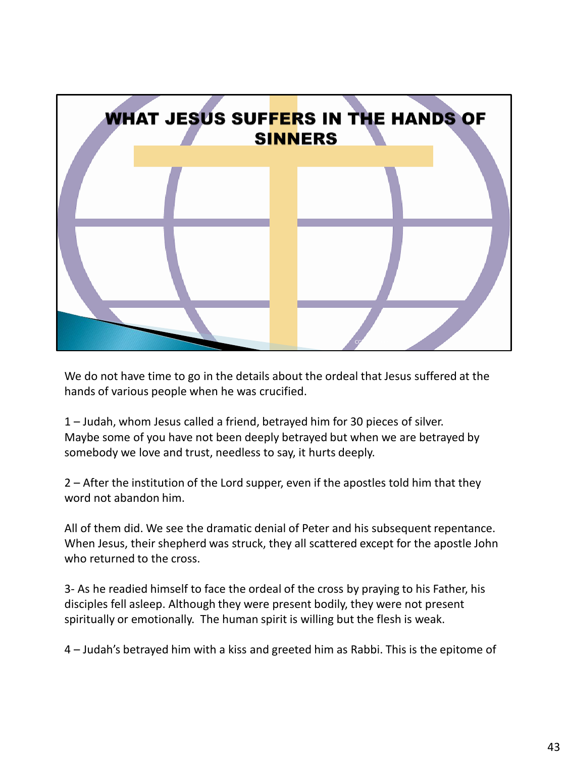# WHAT JESUS SUFFERS IN THE HANDS OF SINNERS

We do not have time to go in the details about the ordeal that Jesus suffered at the hands of various people when he was crucified.

1 – Judah, whom Jesus called a friend, betrayed him for 30 pieces of silver. Maybe some of you have not been deeply betrayed but when we are betrayed by somebody we love and trust, needless to say, it hurts deeply.

2 – After the institution of the Lord supper, even if the apostles told him that they word not abandon him.

All of them did. We see the dramatic denial of Peter and his subsequent repentance. When Jesus, their shepherd was struck, they all scattered except for the apostle John who returned to the cross.

3- As he readied himself to face the ordeal of the cross by praying to his Father, his disciples fell asleep. Although they were present bodily, they were not present spiritually or emotionally. The human spirit is willing but the flesh is weak.

4 – Judah's betrayed him with a kiss and greeted him as Rabbi. This is the epitome of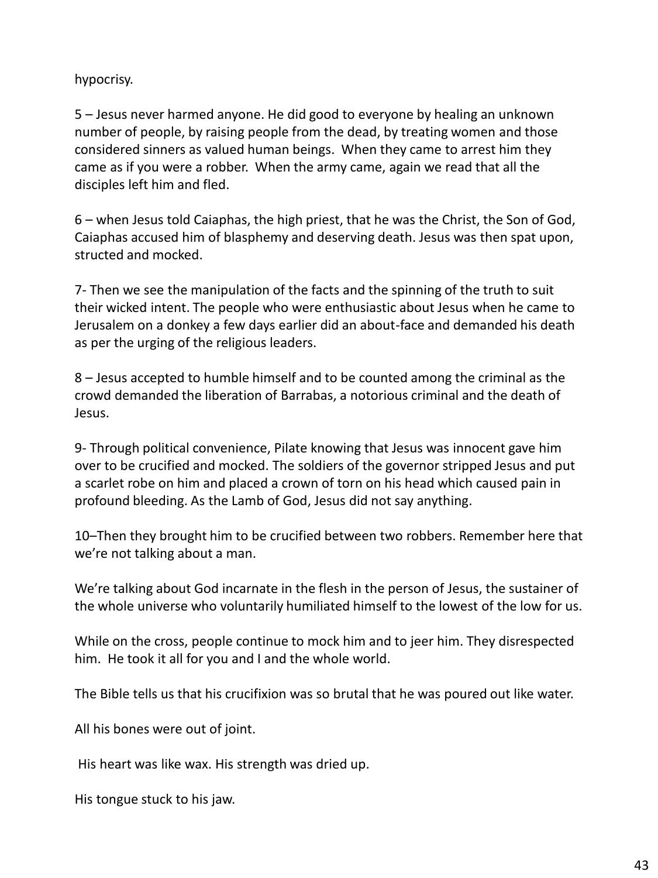hypocrisy.

5 – Jesus never harmed anyone. He did good to everyone by healing an unknown number of people, by raising people from the dead, by treating women and those considered sinners as valued human beings. When they came to arrest him they came as if you were a robber. When the army came, again we read that all the disciples left him and fled.

6 – when Jesus told Caiaphas, the high priest, that he was the Christ, the Son of God, Caiaphas accused him of blasphemy and deserving death. Jesus was then spat upon, structed and mocked.

7- Then we see the manipulation of the facts and the spinning of the truth to suit their wicked intent. The people who were enthusiastic about Jesus when he came to Jerusalem on a donkey a few days earlier did an about-face and demanded his death as per the urging of the religious leaders.

8 – Jesus accepted to humble himself and to be counted among the criminal as the crowd demanded the liberation of Barrabas, a notorious criminal and the death of Jesus.

9- Through political convenience, Pilate knowing that Jesus was innocent gave him over to be crucified and mocked. The soldiers of the governor stripped Jesus and put a scarlet robe on him and placed a crown of torn on his head which caused pain in profound bleeding. As the Lamb of God, Jesus did not say anything.

10–Then they brought him to be crucified between two robbers. Remember here that we're not talking about a man.

We're talking about God incarnate in the flesh in the person of Jesus, the sustainer of the whole universe who voluntarily humiliated himself to the lowest of the low for us.

While on the cross, people continue to mock him and to jeer him. They disrespected him. He took it all for you and I and the whole world.

The Bible tells us that his crucifixion was so brutal that he was poured out like water.

All his bones were out of joint.

His heart was like wax. His strength was dried up.

His tongue stuck to his jaw.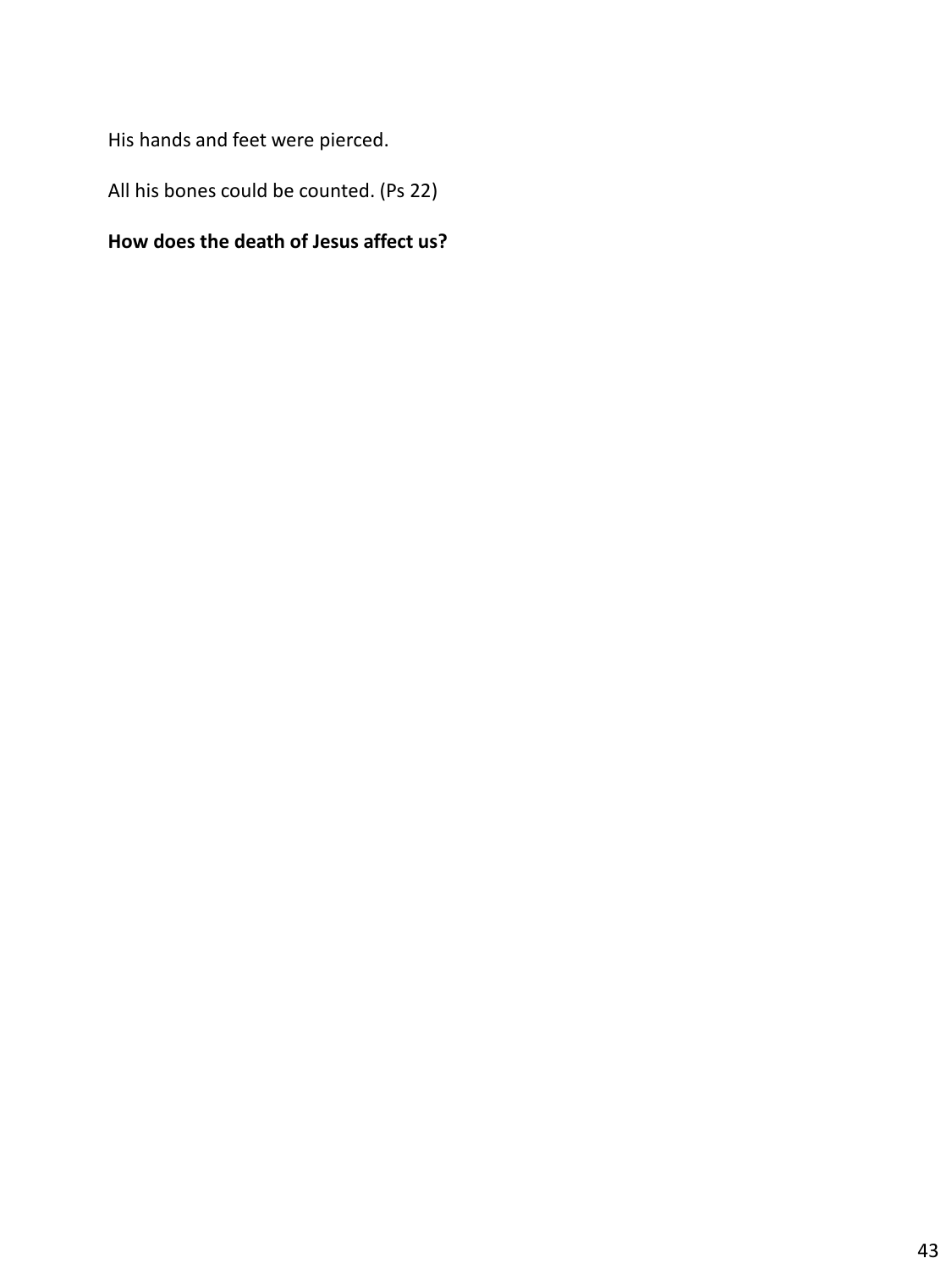His hands and feet were pierced.

All his bones could be counted. (Ps 22)

**How does the death of Jesus affect us?**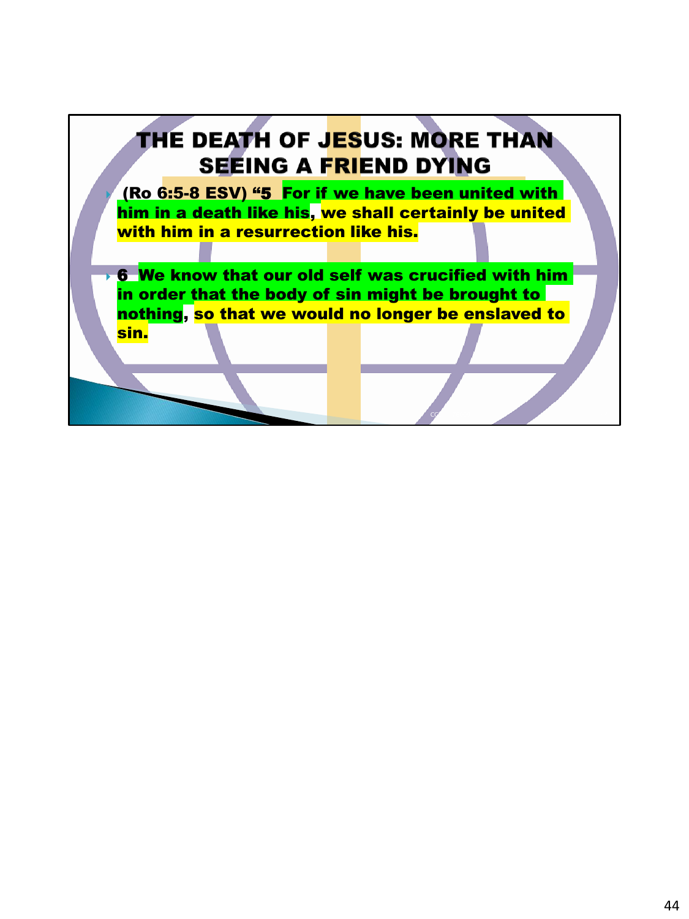# THE DEATH OF JESUS: MORE THAN SEEING A FRIEND DYING

- **(Ro 6:5-8 ESV) "5 For if we have been united with him in a death like his, we shall certainly be united with him in a resurrection like his.**
- **6 We know that our old self was crucified with him in order that the body of sin might be brought to nothing, so that we would no longer be enslaved to sin.**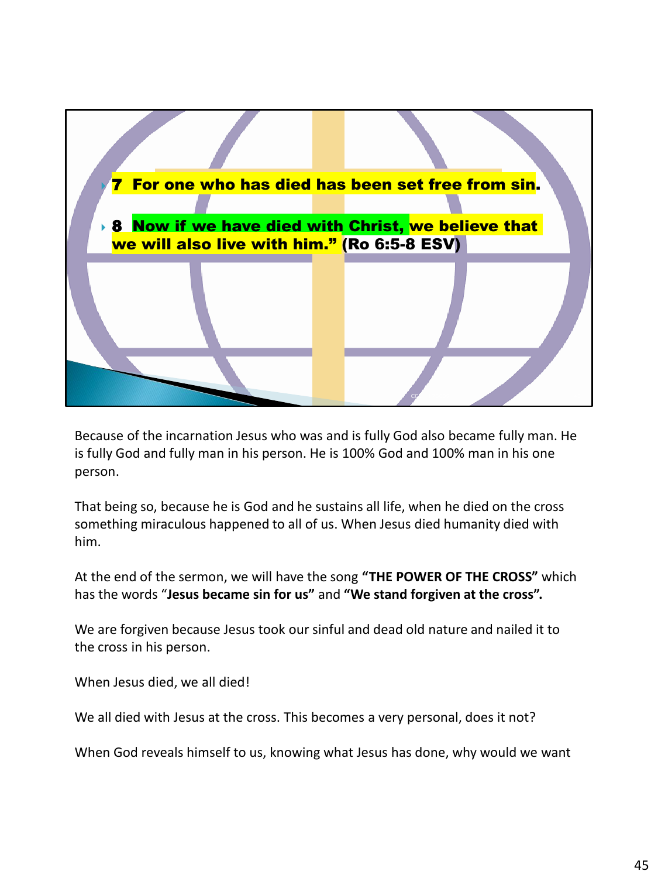- **7 For one who has died has been set free from sin.**
- **8 Now if we have died with Christ, we believe that we will also live with him." (Ro 6:5-8 ESV)**

Because of the incarnation Jesus who was and is fully God also became fully man. He is fully God and fully man in his person. He is 100% God and 100% man in his one person.

That being so, because he is God and he sustains all life, when he died on the cross something miraculous happened to all of us. When Jesus died humanity died with him.

At the end of the sermon, we will have the song **"THE POWER OF THE CROSS"** which has the words "**Jesus became sin for us"** and **"We stand forgiven at the cross".**

We are forgiven because Jesus took our sinful and dead old nature and nailed it to the cross in his person.

When Jesus died, we all died!

We all died with Jesus at the cross. This becomes a very personal, does it not?

When God reveals himself to us, knowing what Jesus has done, why would we want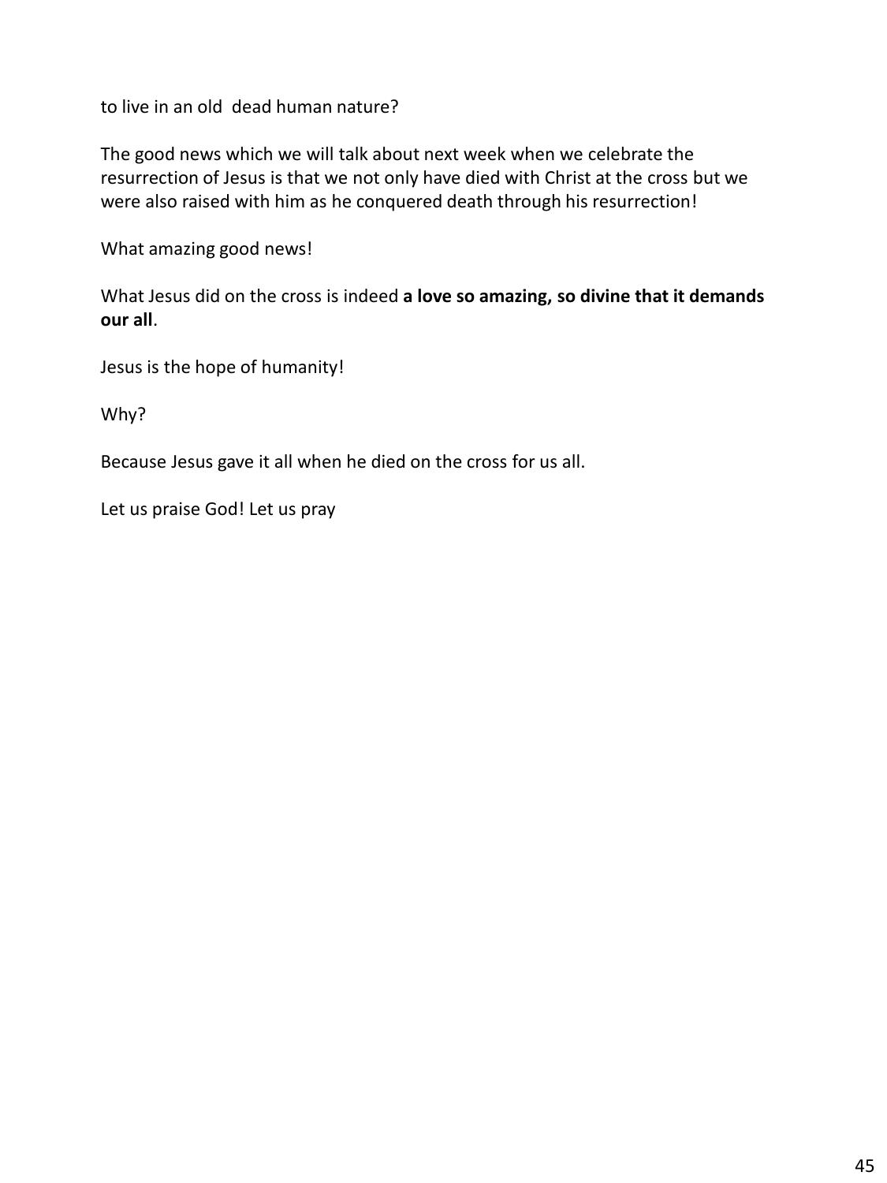to live in an old dead human nature?

The good news which we will talk about next week when we celebrate the resurrection of Jesus is that we not only have died with Christ at the cross but we were also raised with him as he conquered death through his resurrection!

What amazing good news!

What Jesus did on the cross is indeed **a love so amazing, so divine that it demands our all**.

Jesus is the hope of humanity!

Why?

Because Jesus gave it all when he died on the cross for us all.

Let us praise God! Let us pray